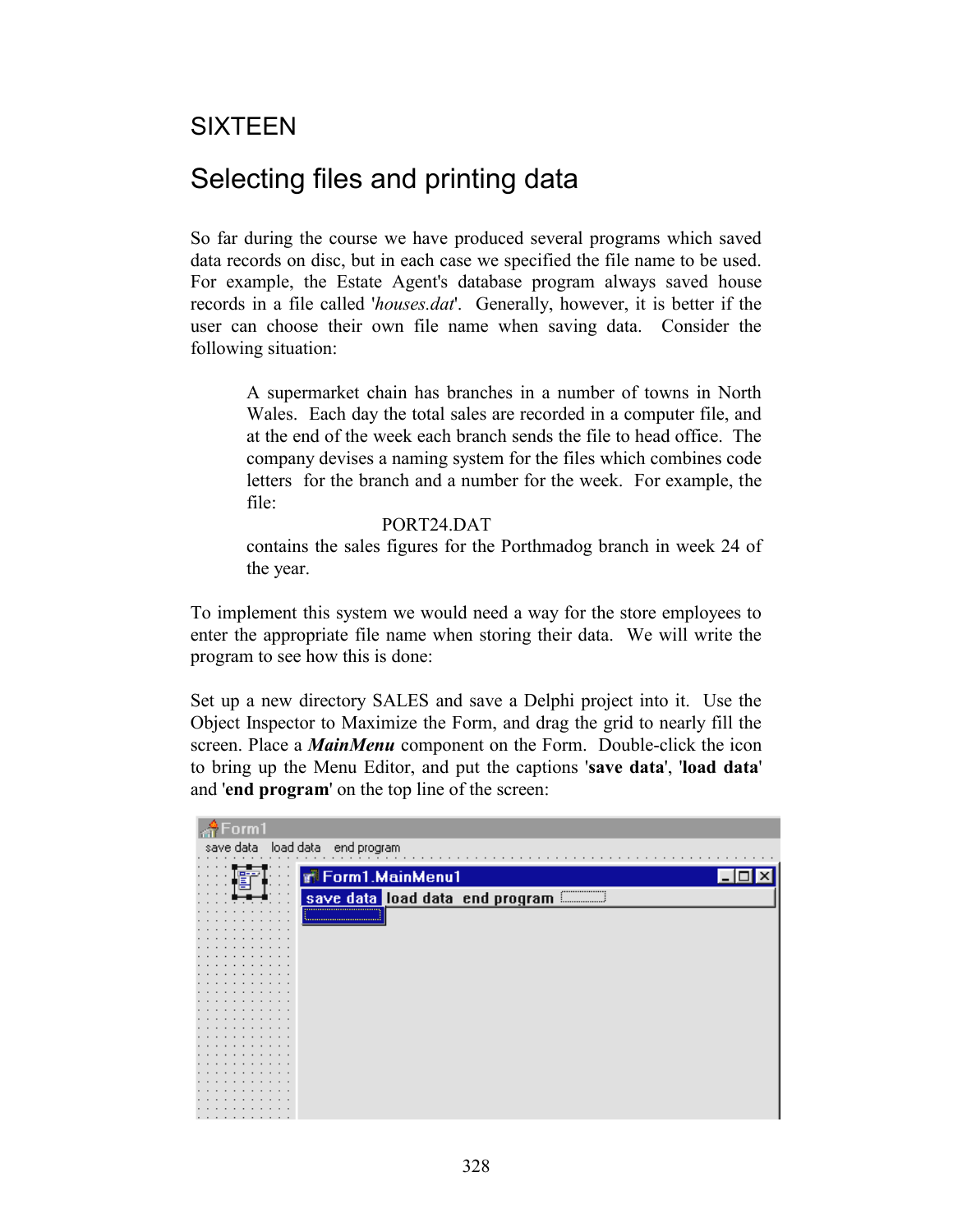# SIXTEEN

## Selecting files and printing data

So far during the course we have produced several programs which saved data records on disc, but in each case we specified the file name to be used. For example, the Estate Agent's database program always saved house records in a file called '*houses.dat*'. Generally, however, it is better if the user can choose their own file name when saving data. Consider the following situation:

> A supermarket chain has branches in a number of towns in North Wales. Each day the total sales are recorded in a computer file, and at the end of the week each branch sends the file to head office. The company devises a naming system for the files which combines code letters for the branch and a number for the week. For example, the file:
>
> PORT24.DAT
>
> contains the sales figures for the Porthmadog branch in week 24 of the year.

To implement this system we would need a way for the store employees to enter the appropriate file name when storing their data. We will write the program to see how this is done:

Set up a new directory SALES and save a Delphi project into it. Use the Object Inspector to Maximize the Form, and drag the grid to nearly fill the screen. Place a ***MainMenu*** component on the Form. Double-click the icon to bring up the Menu Editor, and put the captions '**save data**', '**load data**' and '**end program**' on the top line of the screen: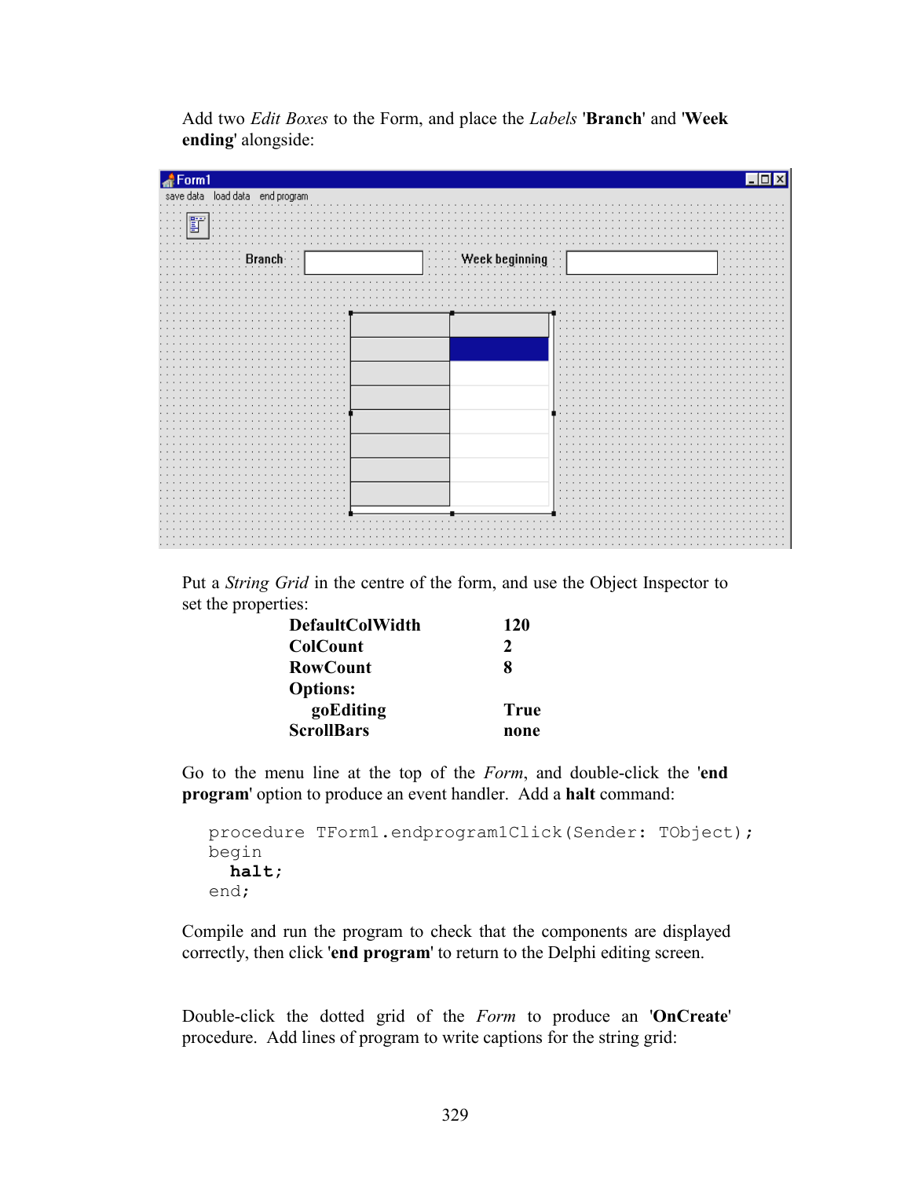Add two *Edit Boxes* to the Form, and place the *Labels* '**Branch**' and '**Week ending**' alongside:

Put a *String Grid* in the centre of the form, and use the Object Inspector to set the properties:

| | |
|---|---|
| **DefaultColWidth** | **120** |
| **ColCount** | **2** |
| **RowCount** | **8** |
| **Options:** | |
| **goEditing** | **True** |
| **ScrollBars** | **none** |

Go to the menu line at the top of the *Form*, and double-click the '**end program**' option to produce an event handler. Add a **halt** command:

```
procedure TForm1.endprogram1Click(Sender: TObject);
begin
  halt;
end;
```

Compile and run the program to check that the components are displayed correctly, then click '**end program**' to return to the Delphi editing screen.

Double-click the dotted grid of the *Form* to produce an '**OnCreate**' procedure. Add lines of program to write captions for the string grid: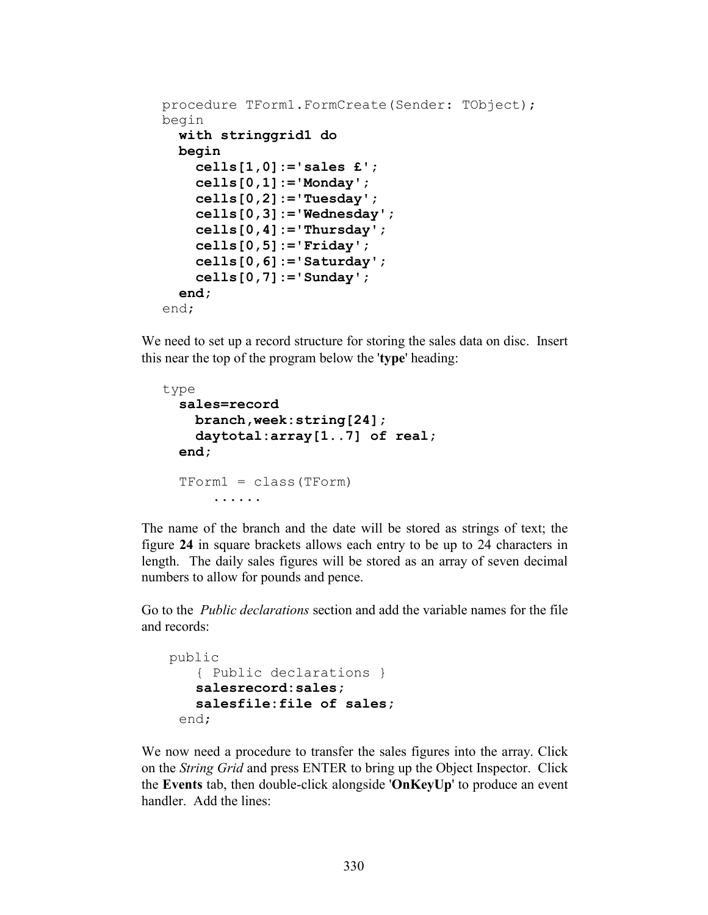```
procedure TForm1.FormCreate(Sender: TObject);
begin
  with stringgrid1 do
  begin
    cells[1,0]:='sales £';
    cells[0,1]:='Monday';
    cells[0,2]:='Tuesday';
    cells[0,3]:='Wednesday';
    cells[0,4]:='Thursday';
    cells[0,5]:='Friday';
    cells[0,6]:='Saturday';
    cells[0,7]:='Sunday';
  end;
end;
```

We need to set up a record structure for storing the sales data on disc. Insert this near the top of the program below the '**type**' heading:

```
type
  sales=record
    branch,week:string[24];
    daytotal:array[1..7] of real;
  end;

  TForm1 = class(TForm)
      ......
```

The name of the branch and the date will be stored as strings of text; the figure **24** in square brackets allows each entry to be up to 24 characters in length. The daily sales figures will be stored as an array of seven decimal numbers to allow for pounds and pence.

Go to the *Public declarations* section and add the variable names for the file and records:

```
 public
    { Public declarations }
    salesrecord:sales;
    salesfile:file of sales;
  end;
```

We now need a procedure to transfer the sales figures into the array. Click on the *String Grid* and press ENTER to bring up the Object Inspector. Click the **Events** tab, then double-click alongside '**OnKeyUp**' to produce an event handler. Add the lines: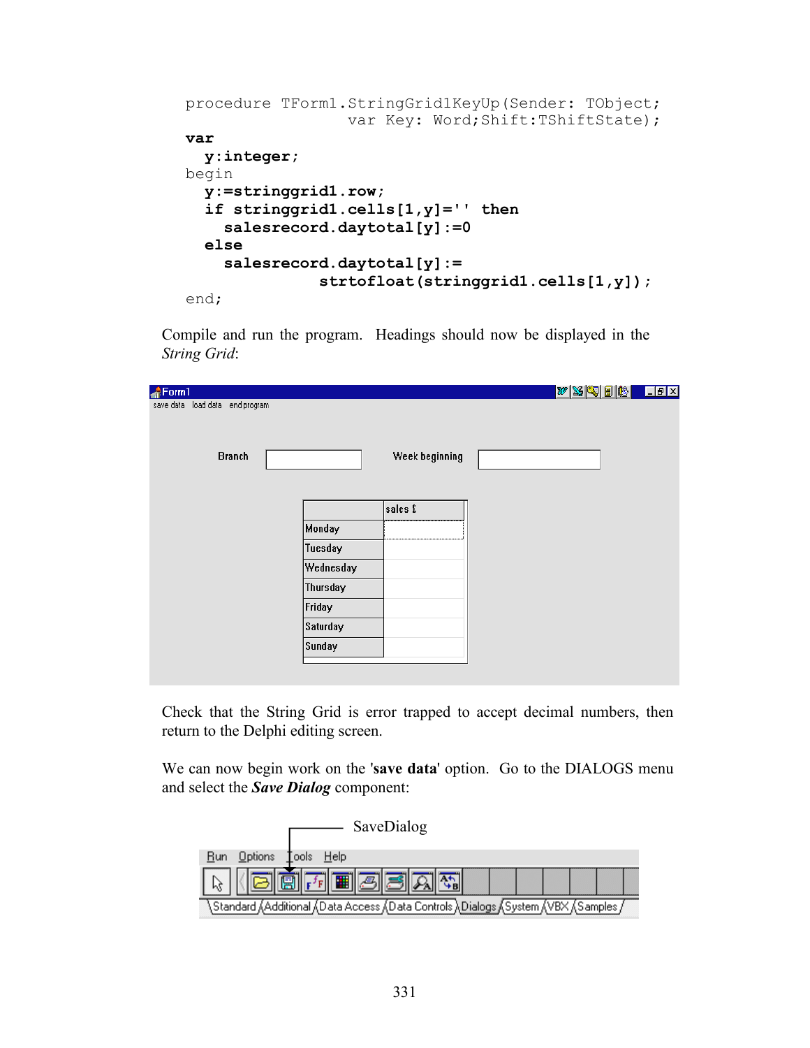```
procedure TForm1.StringGrid1KeyUp(Sender: TObject;
                    var Key: Word;Shift:TShiftState);
var
  y:integer;
begin
  y:=stringgrid1.row;
  if stringgrid1.cells[1,y]='' then
    salesrecord.daytotal[y]:=0
  else
    salesrecord.daytotal[y]:=
              strtofloat(stringgrid1.cells[1,y]);
end;
```

Compile and run the program. Headings should now be displayed in the *String Grid*:

Check that the String Grid is error trapped to accept decimal numbers, then return to the Delphi editing screen.

We can now begin work on the '**save data**' option. Go to the DIALOGS menu and select the ***Save Dialog*** component: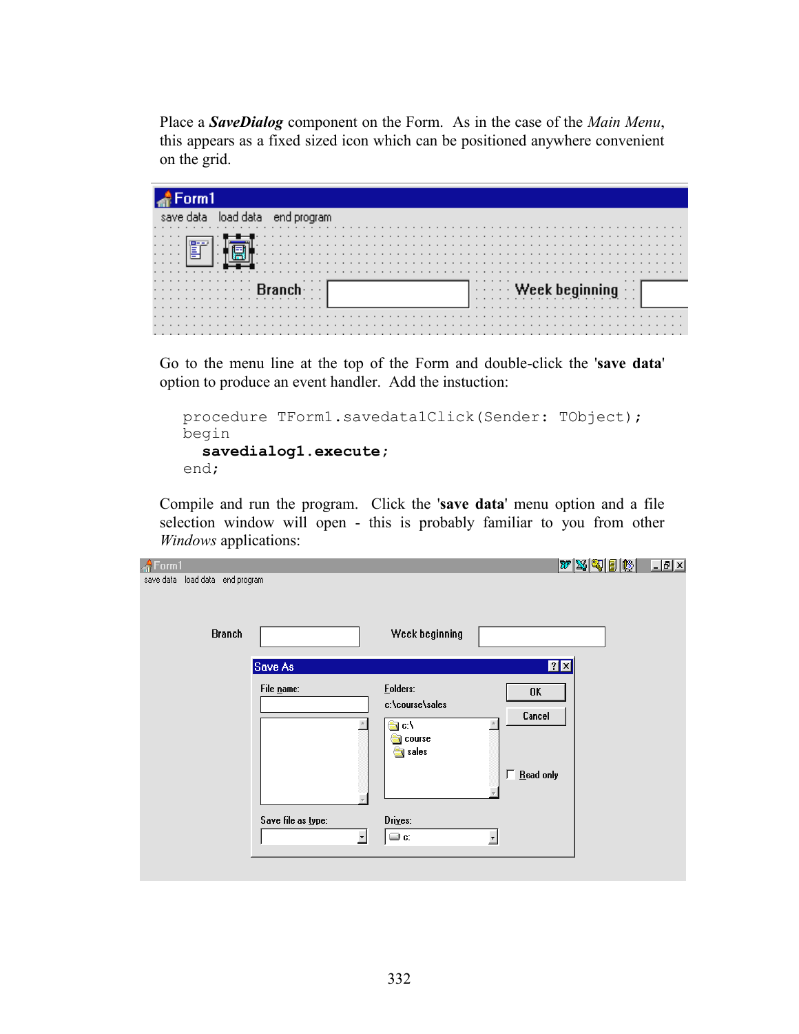Place a ***SaveDialog*** component on the Form. As in the case of the *Main Menu*, this appears as a fixed sized icon which can be positioned anywhere convenient on the grid.

Go to the menu line at the top of the Form and double-click the '**save data**' option to produce an event handler. Add the instuction:

```
procedure TForm1.savedata1Click(Sender: TObject);
begin
  savedialog1.execute;
end;
```

Compile and run the program. Click the '**save data**' menu option and a file selection window will open - this is probably familiar to you from other *Windows* applications: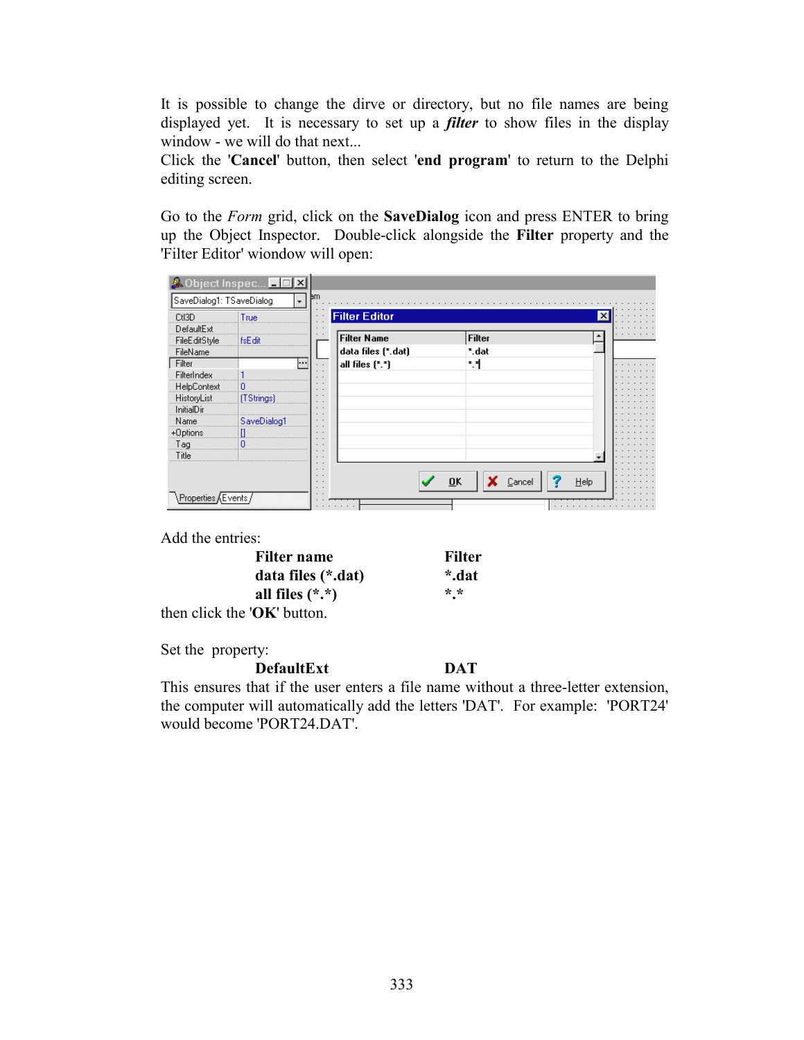It is possible to change the dirve or directory, but no file names are being displayed yet. It is necessary to set up a ***filter*** to show files in the display window - we will do that next...
Click the '**Cancel**' button, then select '**end program**' to return to the Delphi editing screen.

Go to the *Form* grid, click on the **SaveDialog** icon and press ENTER to bring up the Object Inspector. Double-click alongside the **Filter** property and the 'Filter Editor' wiondow will open:

Add the entries:

| Filter name | Filter |
| --- | --- |
| **data files (*.dat)** | ***.dat** |
| **all files (*.*)** | ***.*** |

then click the '**OK**' button.

Set the property:

| | |
| --- | --- |
| **DefaultExt** | **DAT** |

This ensures that if the user enters a file name without a three-letter extension, the computer will automatically add the letters 'DAT'. For example: 'PORT24' would become 'PORT24.DAT'.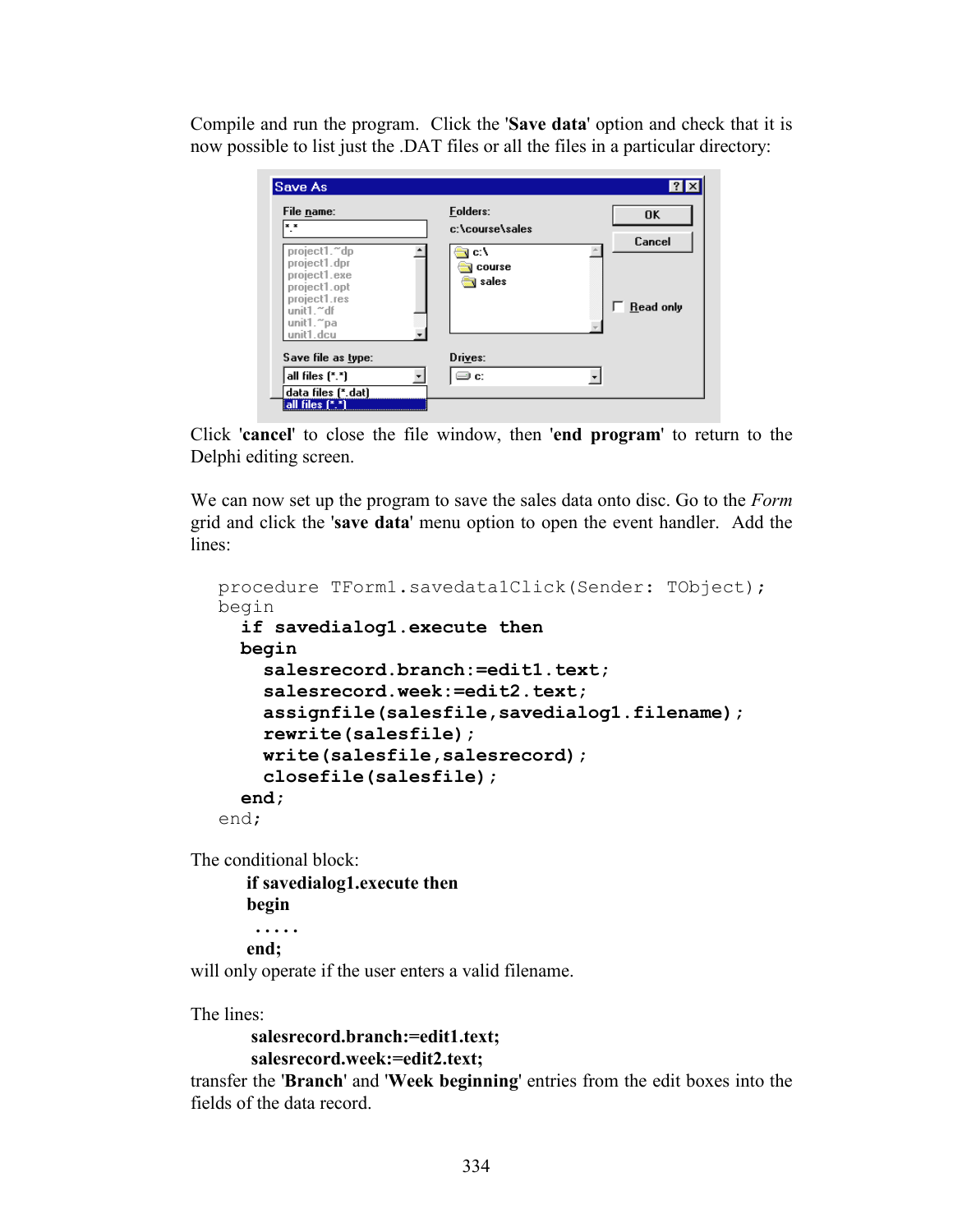Compile and run the program. Click the '**Save data**' option and check that it is now possible to list just the .DAT files or all the files in a particular directory:

Click '**cancel**' to close the file window, then '**end program**' to return to the Delphi editing screen.

We can now set up the program to save the sales data onto disc. Go to the *Form* grid and click the '**save data**' menu option to open the event handler. Add the lines:

```
procedure TForm1.savedata1Click(Sender: TObject);
begin
  if savedialog1.execute then
  begin
    salesrecord.branch:=edit1.text;
    salesrecord.week:=edit2.text;
    assignfile(salesfile,savedialog1.filename);
    rewrite(salesfile);
    write(salesfile,salesrecord);
    closefile(salesfile);
  end;
end;
```

The conditional block:

```
if savedialog1.execute then
begin
 .....
end;
```

will only operate if the user enters a valid filename.

The lines:

```
salesrecord.branch:=edit1.text;
salesrecord.week:=edit2.text;
```

transfer the '**Branch**' and '**Week beginning**' entries from the edit boxes into the fields of the data record.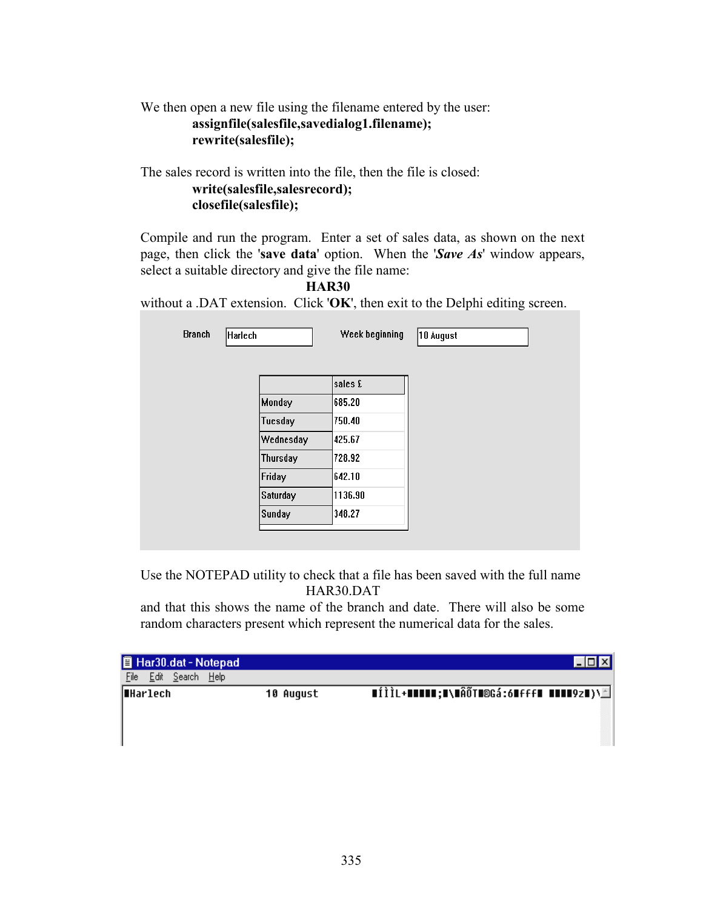We then open a new file using the filename entered by the user:

```
assignfile(salesfile,savedialog1.filename);
rewrite(salesfile);
```

The sales record is written into the file, then the file is closed:

```
write(salesfile,salesrecord);
closefile(salesfile);
```

Compile and run the program. Enter a set of sales data, as shown on the next page, then click the '**save data**' option. When the '***Save As***' window appears, select a suitable directory and give the file name:

**HAR30**

without a .DAT extension. Click '**OK**', then exit to the Delphi editing screen.

Branch: Harlech    Week beginning: 10 August

| | sales £ |
|---|---|
| Monday | 685.20 |
| Tuesday | 750.40 |
| Wednesday | 425.67 |
| Thursday | 728.92 |
| Friday | 642.10 |
| Saturday | 1136.90 |
| Sunday | 348.27 |

Use the NOTEPAD utility to check that a file has been saved with the full name

HAR30.DAT

and that this shows the name of the branch and date. There will also be some random characters present which represent the numerical data for the sales.

Har30.dat - Notepad

File Edit Search Help

```
▮Harlech                10 August           ▮ÍÌÌL+▮▮▮▮▮;▮\▮ÂÕT▮®Gá:6▮ƒƒƒ▮ ▮▮▮▮9z▮)\
```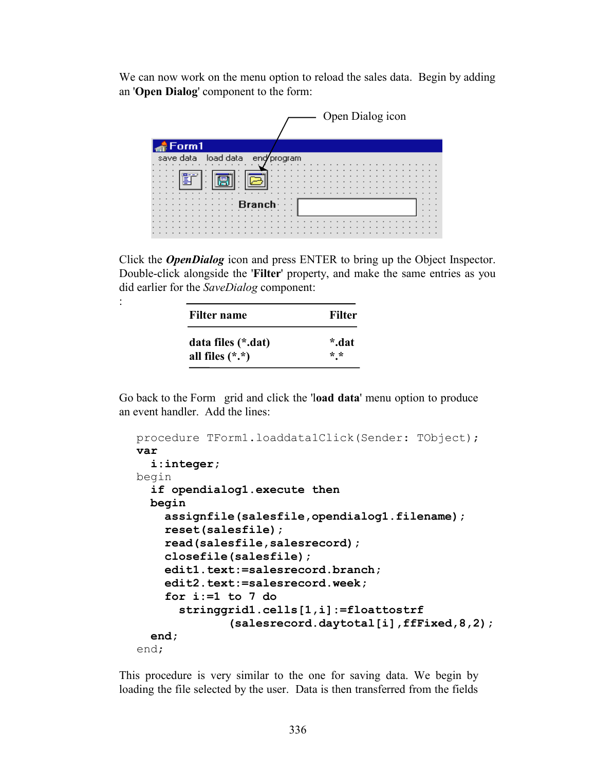We can now work on the menu option to reload the sales data. Begin by adding an '**Open Dialog**' component to the form:

Click the ***OpenDialog*** icon and press ENTER to bring up the Object Inspector. Double-click alongside the '**Filter**' property, and make the same entries as you did earlier for the *SaveDialog* component:

:

| Filter name | Filter |
|---|---|
| **data files (*.dat)** | ***.dat** |
| **all files (*.*)** | ***.*** |

Go back to the Form grid and click the '**load data**' menu option to produce an event handler. Add the lines:

```
procedure TForm1.loaddata1Click(Sender: TObject);
var
  i:integer;
begin
  if opendialog1.execute then
  begin
    assignfile(salesfile,opendialog1.filename);
    reset(salesfile);
    read(salesfile,salesrecord);
    closefile(salesfile);
    edit1.text:=salesrecord.branch;
    edit2.text:=salesrecord.week;
    for i:=1 to 7 do
      stringgrid1.cells[1,i]:=floattostrf
             (salesrecord.daytotal[i],ffFixed,8,2);
  end;
end;
```

This procedure is very similar to the one for saving data. We begin by loading the file selected by the user. Data is then transferred from the fields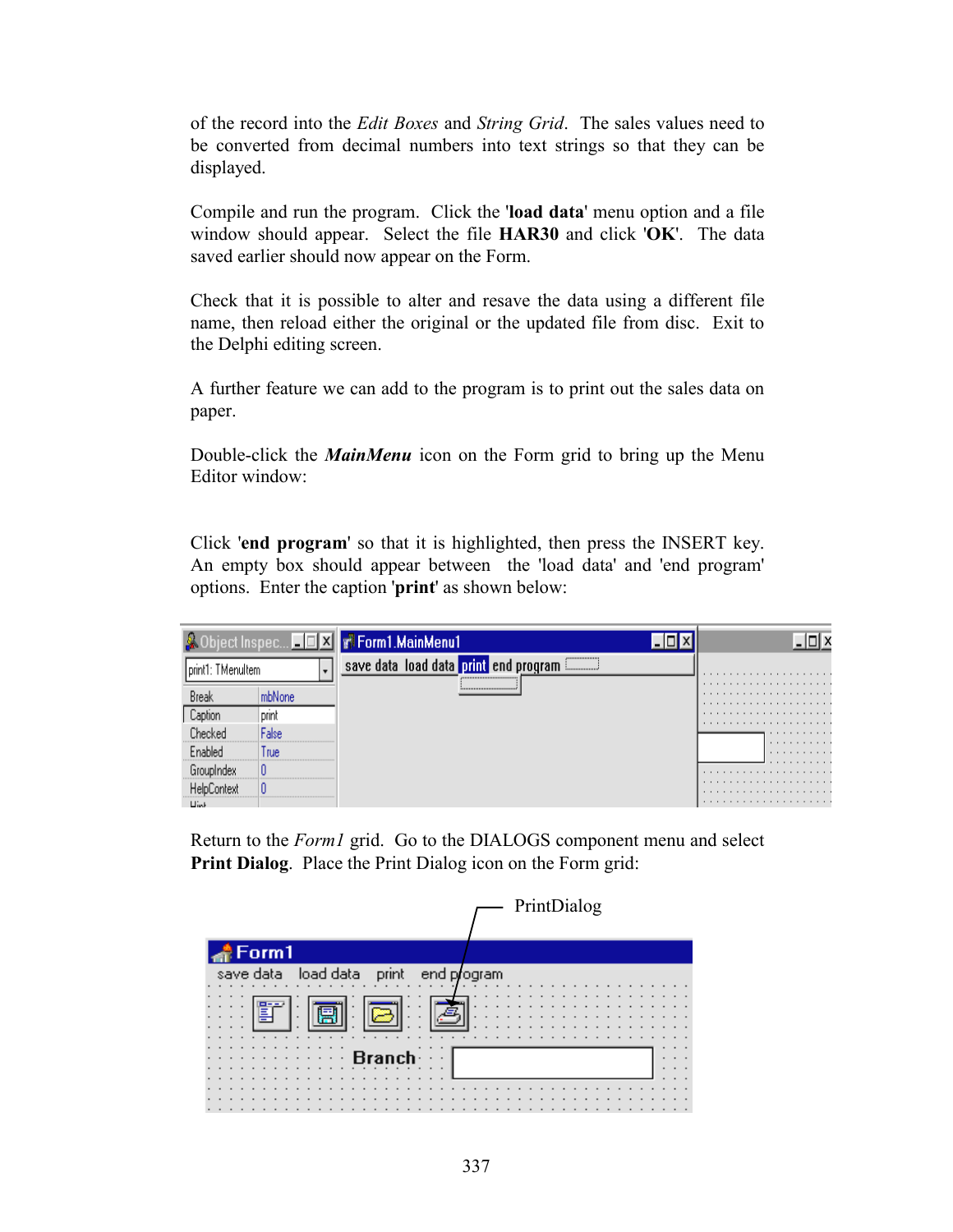of the record into the *Edit Boxes* and *String Grid*. The sales values need to be converted from decimal numbers into text strings so that they can be displayed.

Compile and run the program. Click the '**load data**' menu option and a file window should appear. Select the file **HAR30** and click '**OK**'. The data saved earlier should now appear on the Form.

Check that it is possible to alter and resave the data using a different file name, then reload either the original or the updated file from disc. Exit to the Delphi editing screen.

A further feature we can add to the program is to print out the sales data on paper.

Double-click the ***MainMenu*** icon on the Form grid to bring up the Menu Editor window:

Click '**end program**' so that it is highlighted, then press the INSERT key. An empty box should appear between the 'load data' and 'end program' options. Enter the caption '**print**' as shown below:

Return to the *Form1* grid. Go to the DIALOGS component menu and select **Print Dialog**. Place the Print Dialog icon on the Form grid: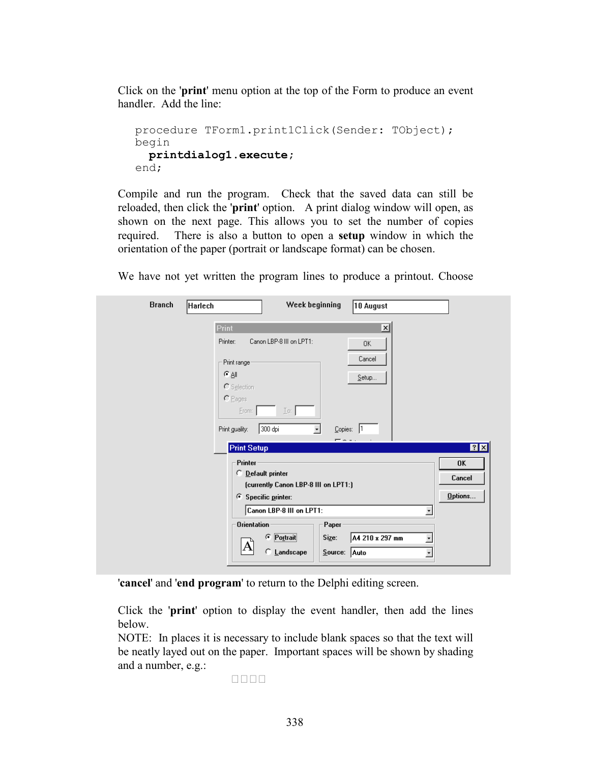Click on the '**print**' menu option at the top of the Form to produce an event handler. Add the line:

```
procedure TForm1.print1Click(Sender: TObject);
begin
  printdialog1.execute;
end;
```

Compile and run the program. Check that the saved data can still be reloaded, then click the '**print**' option. A print dialog window will open, as shown on the next page. This allows you to set the number of copies required. There is also a button to open a **setup** window in which the orientation of the paper (portrait or landscape format) can be chosen.

We have not yet written the program lines to produce a printout. Choose '**cancel**' and '**end program**' to return to the Delphi editing screen.

Click the '**print**' option to display the event handler, then add the lines below.

NOTE: In places it is necessary to include blank spaces so that the text will be neatly layed out on the paper. Important spaces will be shown by shading and a number, e.g.:

□□□□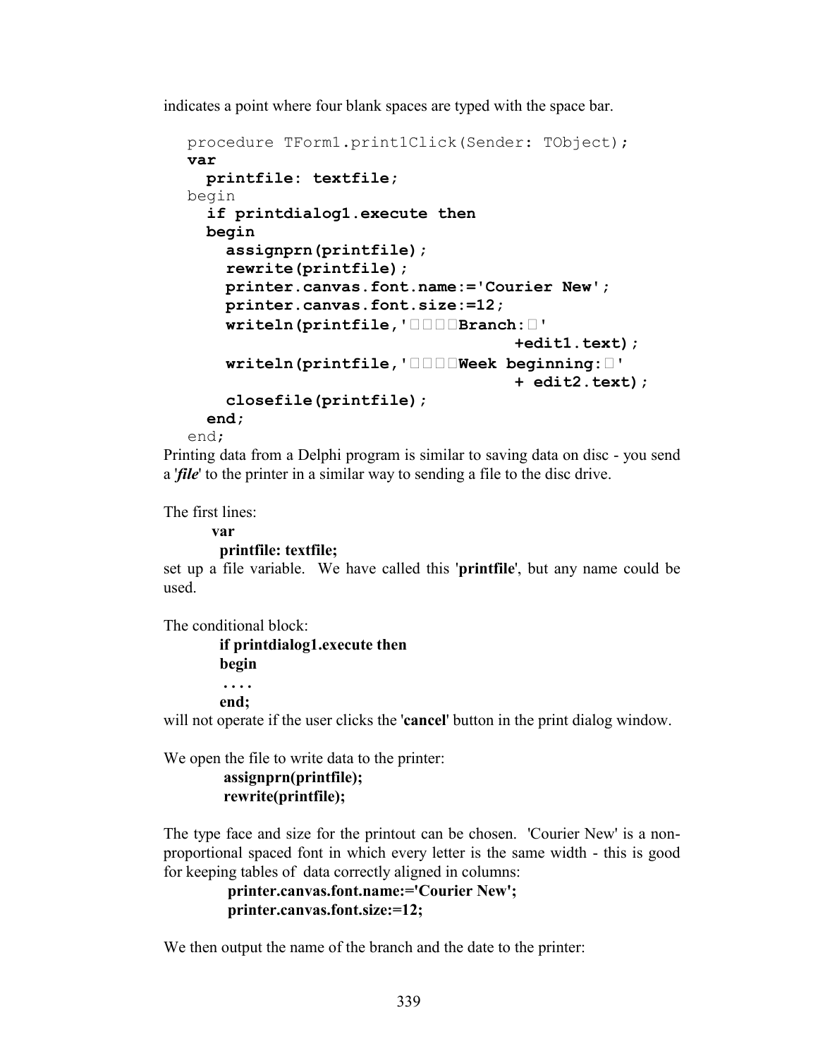indicates a point where four blank spaces are typed with the space bar.

```
procedure TForm1.print1Click(Sender: TObject);
var
  printfile: textfile;
begin
  if printdialog1.execute then
  begin
    assignprn(printfile);
    rewrite(printfile);
    printer.canvas.font.name:='Courier New';
    printer.canvas.font.size:=12;
    writeln(printfile,'□□□□Branch:□'
                              +edit1.text);
    writeln(printfile,'□□□□Week beginning:□'
                              + edit2.text);
    closefile(printfile);
  end;
end;
```

Printing data from a Delphi program is similar to saving data on disc - you send a '***file***' to the printer in a similar way to sending a file to the disc drive.

The first lines:

**var**
**printfile: textfile;**

set up a file variable. We have called this '**printfile**', but any name could be used.

The conditional block:

**if printdialog1.execute then**
**begin**
**....**
**end;**

will not operate if the user clicks the '**cancel**' button in the print dialog window.

We open the file to write data to the printer:

**assignprn(printfile);**
**rewrite(printfile);**

The type face and size for the printout can be chosen. 'Courier New' is a non-proportional spaced font in which every letter is the same width - this is good for keeping tables of data correctly aligned in columns:

**printer.canvas.font.name:='Courier New';**
**printer.canvas.font.size:=12;**

We then output the name of the branch and the date to the printer: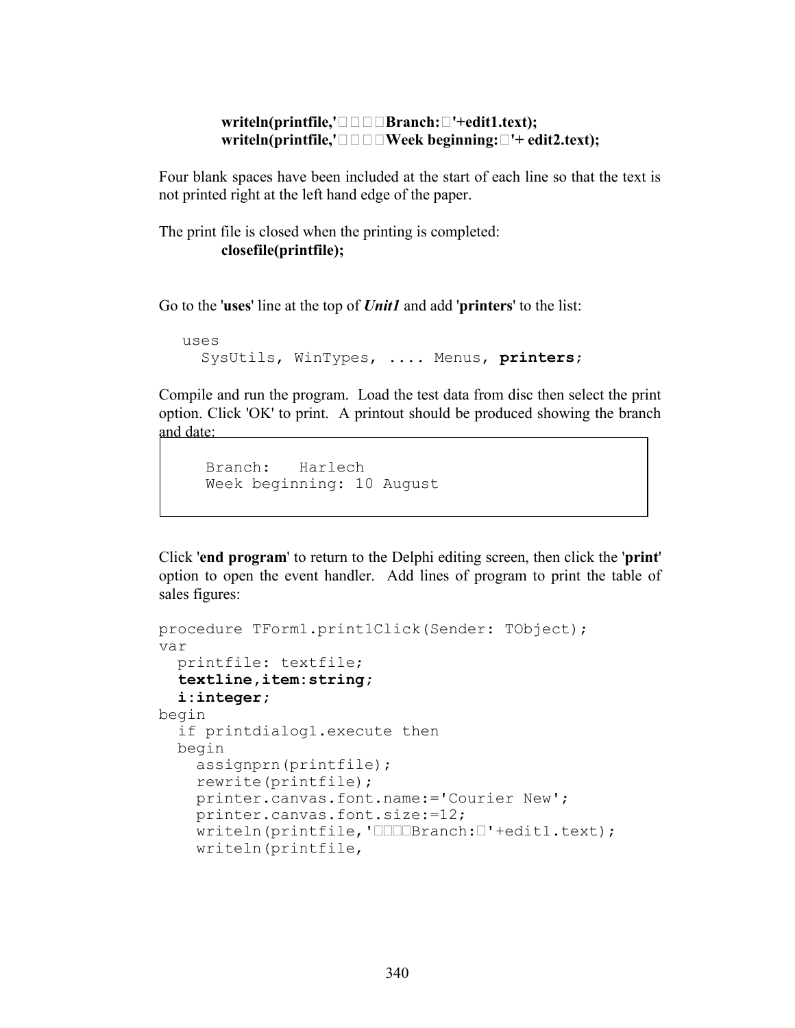```
writeln(printfile,'□□□□Branch:□'+edit1.text);
writeln(printfile,'□□□□Week beginning:□'+ edit2.text);
```

Four blank spaces have been included at the start of each line so that the text is not printed right at the left hand edge of the paper.

The print file is closed when the printing is completed:

```
closefile(printfile);
```

Go to the '**uses**' line at the top of ***Unit1*** and add '**printers**' to the list:

```
uses
  SysUtils, WinTypes, .... Menus, printers;
```

Compile and run the program. Load the test data from disc then select the print option. Click 'OK' to print. A printout should be produced showing the branch and date:

```
    Branch:   Harlech
    Week beginning: 10 August
```

Click '**end program**' to return to the Delphi editing screen, then click the '**print**' option to open the event handler. Add lines of program to print the table of sales figures:

```
procedure TForm1.print1Click(Sender: TObject);
var
  printfile: textfile;
  textline,item:string;
  i:integer;
begin
  if printdialog1.execute then
  begin
    assignprn(printfile);
    rewrite(printfile);
    printer.canvas.font.name:='Courier New';
    printer.canvas.font.size:=12;
    writeln(printfile,'□□□□Branch:□'+edit1.text);
    writeln(printfile,
```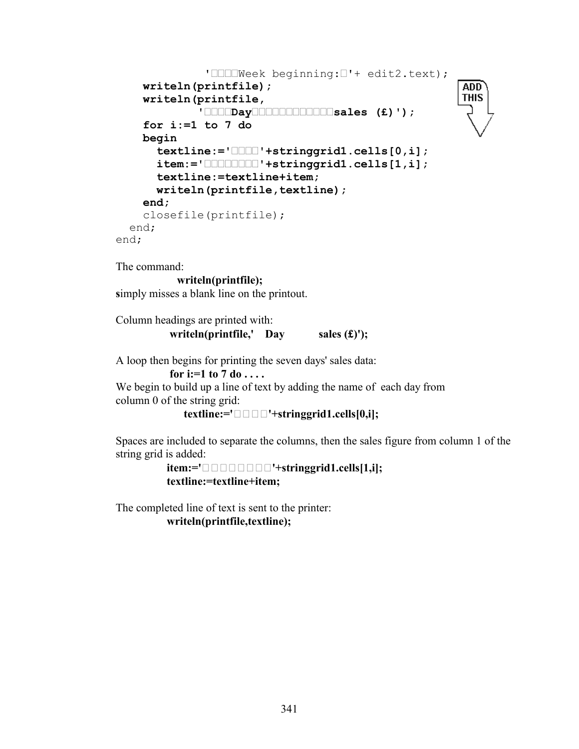```
            '    Week beginning: '+ edit2.text);
    writeln(printfile);
    writeln(printfile,
            '    Day            sales (£)');
    for i:=1 to 7 do
    begin
      textline:='    '+stringgrid1.cells[0,i];
      item:='         '+stringgrid1.cells[1,i];
      textline:=textline+item;
      writeln(printfile,textline);
    end;
    closefile(printfile);
  end;
end;
```

ADD THIS

The command:

**writeln(printfile);**

**s**imply misses a blank line on the printout.

Column headings are printed with:

**writeln(printfile,'    Day            sales (£)');**

A loop then begins for printing the seven days' sales data:

**for i:=1 to 7 do . . . .**

We begin to build up a line of text by adding the name of each day from column 0 of the string grid:

**textline:='    '+stringgrid1.cells[0,i];**

Spaces are included to separate the columns, then the sales figure from column 1 of the string grid is added:

**item:='         '+stringgrid1.cells[1,i];**
**textline:=textline+item;**

The completed line of text is sent to the printer:

**writeln(printfile,textline);**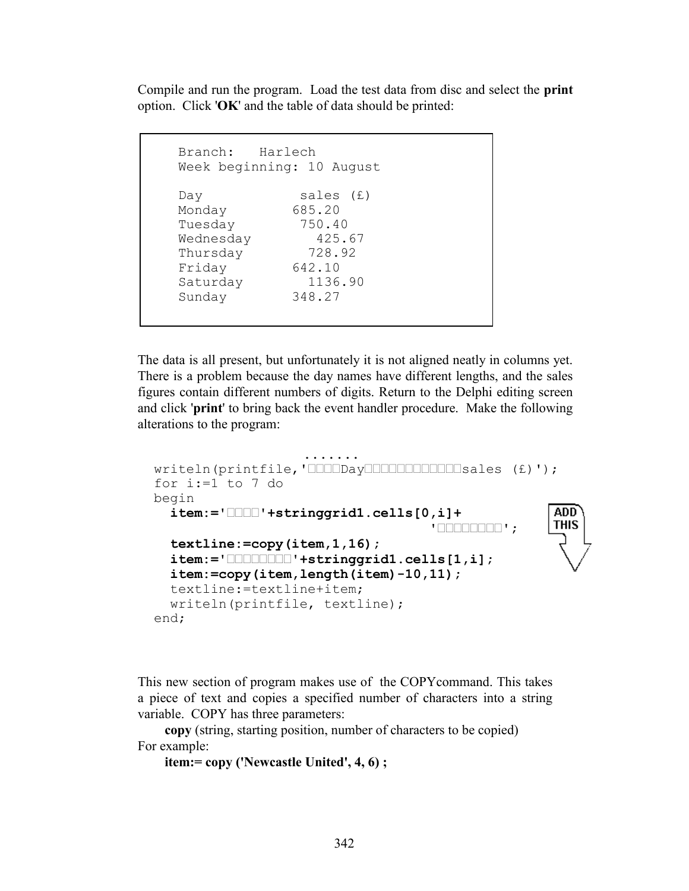Compile and run the program. Load the test data from disc and select the **print** option. Click '**OK**' and the table of data should be printed:

```
Branch:   Harlech
Week beginning: 10 August

Day            sales (£)
Monday        685.20
Tuesday        750.40
Wednesday        425.67
Thursday        728.92
Friday        642.10
Saturday        1136.90
Sunday        348.27
```

The data is all present, but unfortunately it is not aligned neatly in columns yet. There is a problem because the day names have different lengths, and the sales figures contain different numbers of digits. Return to the Delphi editing screen and click '**print**' to bring back the event handler procedure. Make the following alterations to the program:

```
                    .......
writeln(printfile,'□□□□Day□□□□□□□□□□□□sales (£)');
for i:=1 to 7 do
begin
  item:='□□□□'+stringgrid1.cells[0,i]+
                                  '□□□□□□□□';
  textline:=copy(item,1,16);
  item:='□□□□□□□□'+stringgrid1.cells[1,i];
  item:=copy(item,length(item)-10,11);
  textline:=textline+item;
  writeln(printfile, textline);
end;
```

ADD THIS

This new section of program makes use of the COPYcommand. This takes a piece of text and copies a specified number of characters into a string variable. COPY has three parameters:

**copy** (string, starting position, number of characters to be copied)

For example:

**item:= copy ('Newcastle United', 4, 6) ;**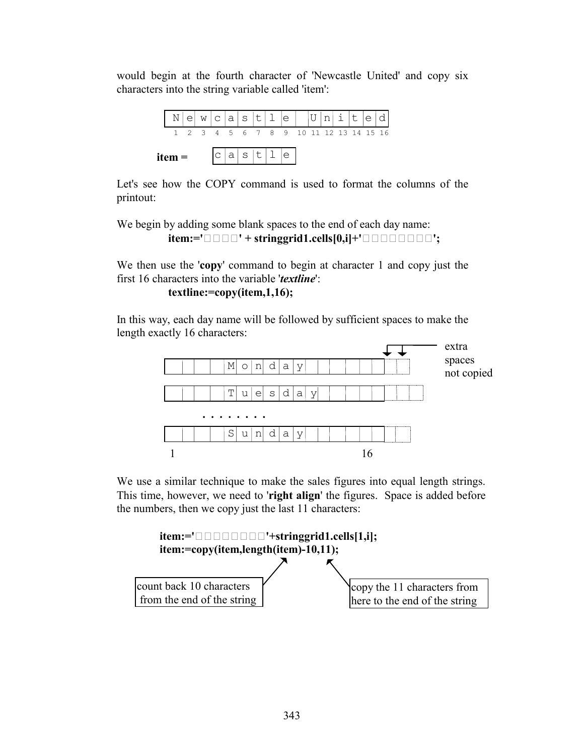would begin at the fourth character of 'Newcastle United' and copy six characters into the string variable called 'item':

| N | e | w | c | a | s | t | l | e |   | U | n | i | t | e | d |
|---|---|---|---|---|---|---|---|---|---|---|---|---|---|---|---|
| 1 | 2 | 3 | 4 | 5 | 6 | 7 | 8 | 9 | 10 | 11 | 12 | 13 | 14 | 15 | 16 |

**item =** | c | a | s | t | l | e |

Let's see how the COPY command is used to format the columns of the printout:

We begin by adding some blank spaces to the end of each day name:

```
item:='    ' + stringgrid1.cells[0,i]+'         ';
```

We then use the '**copy**' command to begin at character 1 and copy just the first 16 characters into the variable '***textline***':

```
textline:=copy(item,1,16);
```

In this way, each day name will be followed by sufficient spaces to make the length exactly 16 characters:

```
|    Monday      |  |      <- extra spaces not copied
|    Tuesday     |   |
 ........
|    Sunday      |  |
 1              16
```

We use a similar technique to make the sales figures into equal length strings. This time, however, we need to '**right align**' the figures. Space is added before the numbers, then we copy just the last 11 characters:

```
item:='         '+stringgrid1.cells[1,i];
item:=copy(item,length(item)-10,11);
```

count back 10 characters from the end of the string

copy the 11 characters from here to the end of the string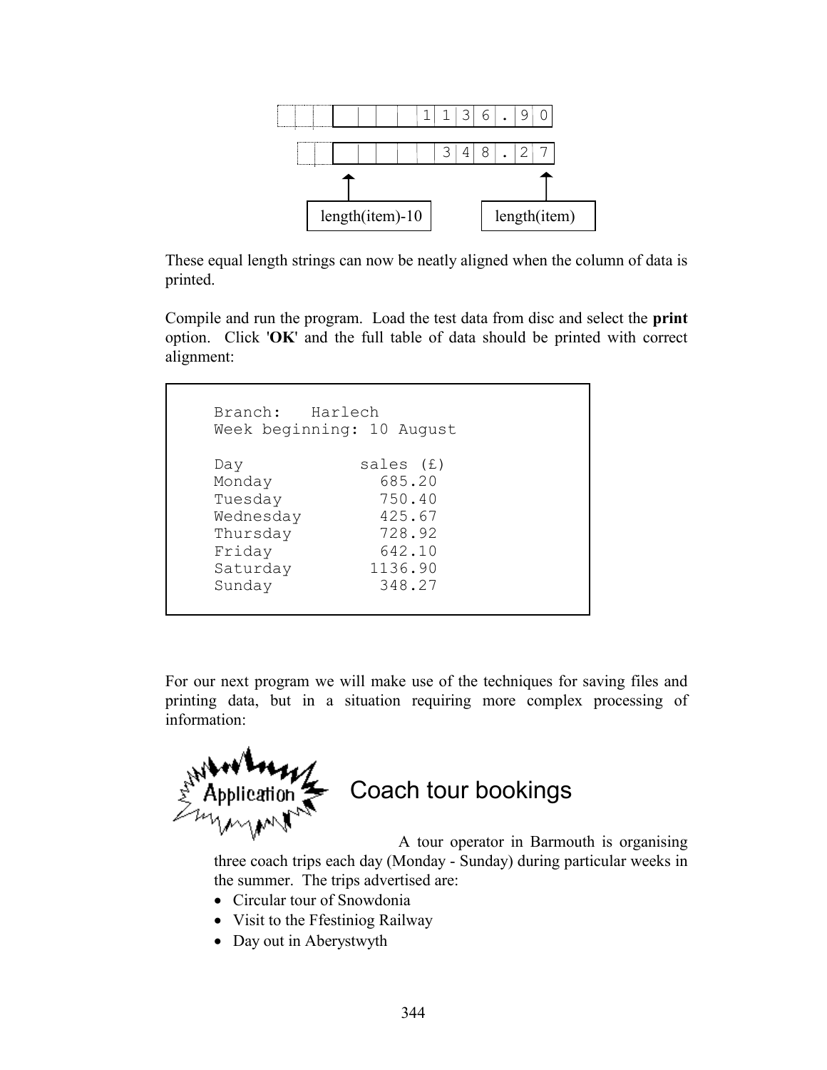```
| | | | | | | |1|1|3|6|.|9|0|
    | | | | | | | |3|4|8|.|2|7|
         ↑                   ↑
  length(item)-10       length(item)
```

These equal length strings can now be neatly aligned when the column of data is printed.

Compile and run the program. Load the test data from disc and select the **print** option. Click '**OK**' and the full table of data should be printed with correct alignment:

```
Branch:   Harlech
Week beginning: 10 August

Day             sales (£)
Monday            685.20
Tuesday           750.40
Wednesday         425.67
Thursday          728.92
Friday            642.10
Saturday         1136.90
Sunday            348.27
```

For our next program we will make use of the techniques for saving files and printing data, but in a situation requiring more complex processing of information:

## Application: Coach tour bookings

A tour operator in Barmouth is organising three coach trips each day (Monday - Sunday) during particular weeks in the summer. The trips advertised are:

- Circular tour of Snowdonia
- Visit to the Ffestiniog Railway
- Day out in Aberystwyth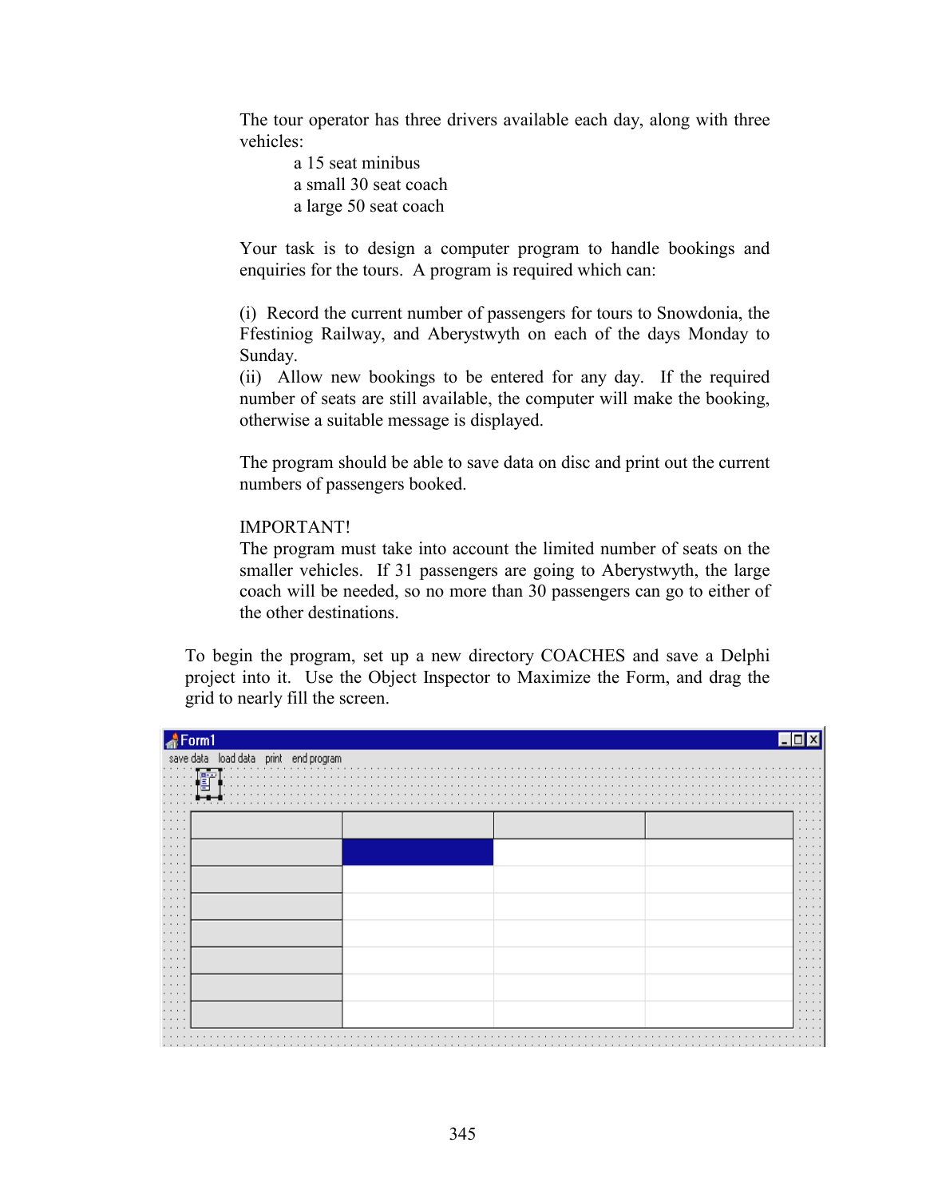The tour operator has three drivers available each day, along with three vehicles:

- a 15 seat minibus
- a small 30 seat coach
- a large 50 seat coach

Your task is to design a computer program to handle bookings and enquiries for the tours. A program is required which can:

(i) Record the current number of passengers for tours to Snowdonia, the Ffestiniog Railway, and Aberystwyth on each of the days Monday to Sunday.
(ii) Allow new bookings to be entered for any day. If the required number of seats are still available, the computer will make the booking, otherwise a suitable message is displayed.

The program should be able to save data on disc and print out the current numbers of passengers booked.

IMPORTANT!
The program must take into account the limited number of seats on the smaller vehicles. If 31 passengers are going to Aberystwyth, the large coach will be needed, so no more than 30 passengers can go to either of the other destinations.

To begin the program, set up a new directory COACHES and save a Delphi project into it. Use the Object Inspector to Maximize the Form, and drag the grid to nearly fill the screen.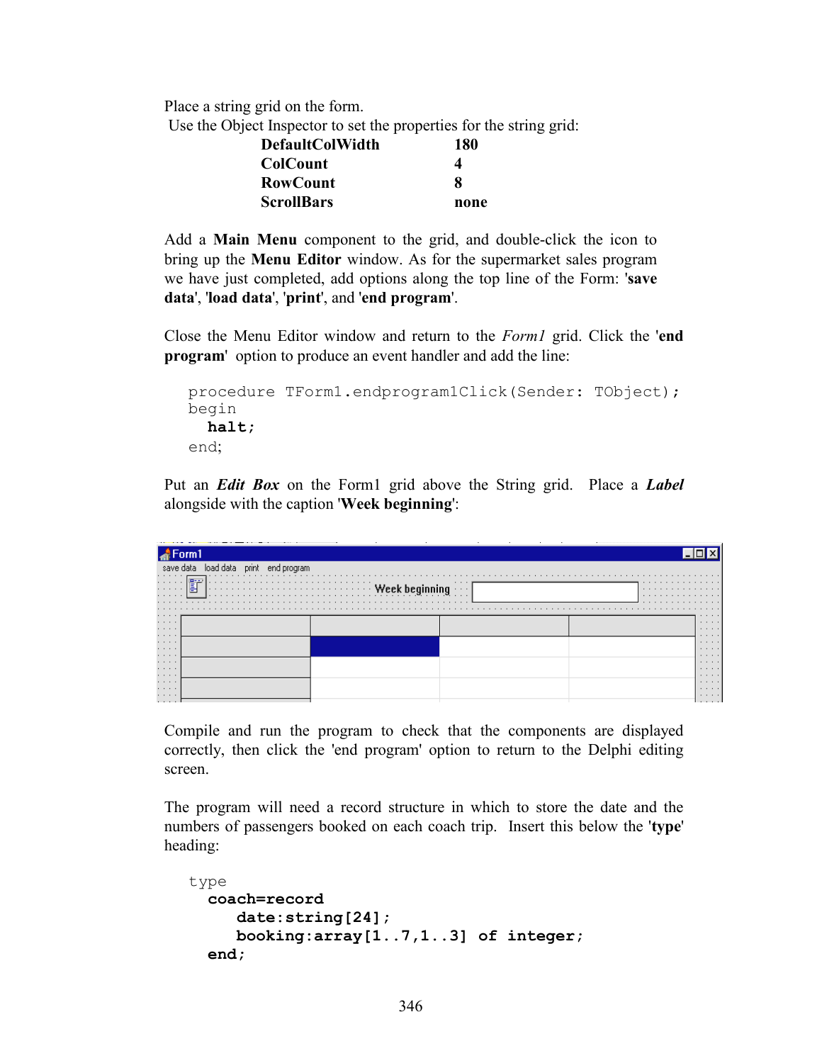Place a string grid on the form.
Use the Object Inspector to set the properties for the string grid:

| | |
|---|---|
| **DefaultColWidth** | **180** |
| **ColCount** | **4** |
| **RowCount** | **8** |
| **ScrollBars** | **none** |

Add a **Main Menu** component to the grid, and double-click the icon to bring up the **Menu Editor** window. As for the supermarket sales program we have just completed, add options along the top line of the Form: '**save data**', '**load data**', '**print**', and '**end program**'.

Close the Menu Editor window and return to the *Form1* grid. Click the '**end program**' option to produce an event handler and add the line:

```
procedure TForm1.endprogram1Click(Sender: TObject);
begin
  halt;
end;
```

Put an ***Edit Box*** on the Form1 grid above the String grid. Place a ***Label*** alongside with the caption '**Week beginning**':

Compile and run the program to check that the components are displayed correctly, then click the 'end program' option to return to the Delphi editing screen.

The program will need a record structure in which to store the date and the numbers of passengers booked on each coach trip. Insert this below the '**type**' heading:

```
type
  coach=record
     date:string[24];
     booking:array[1..7,1..3] of integer;
  end;
```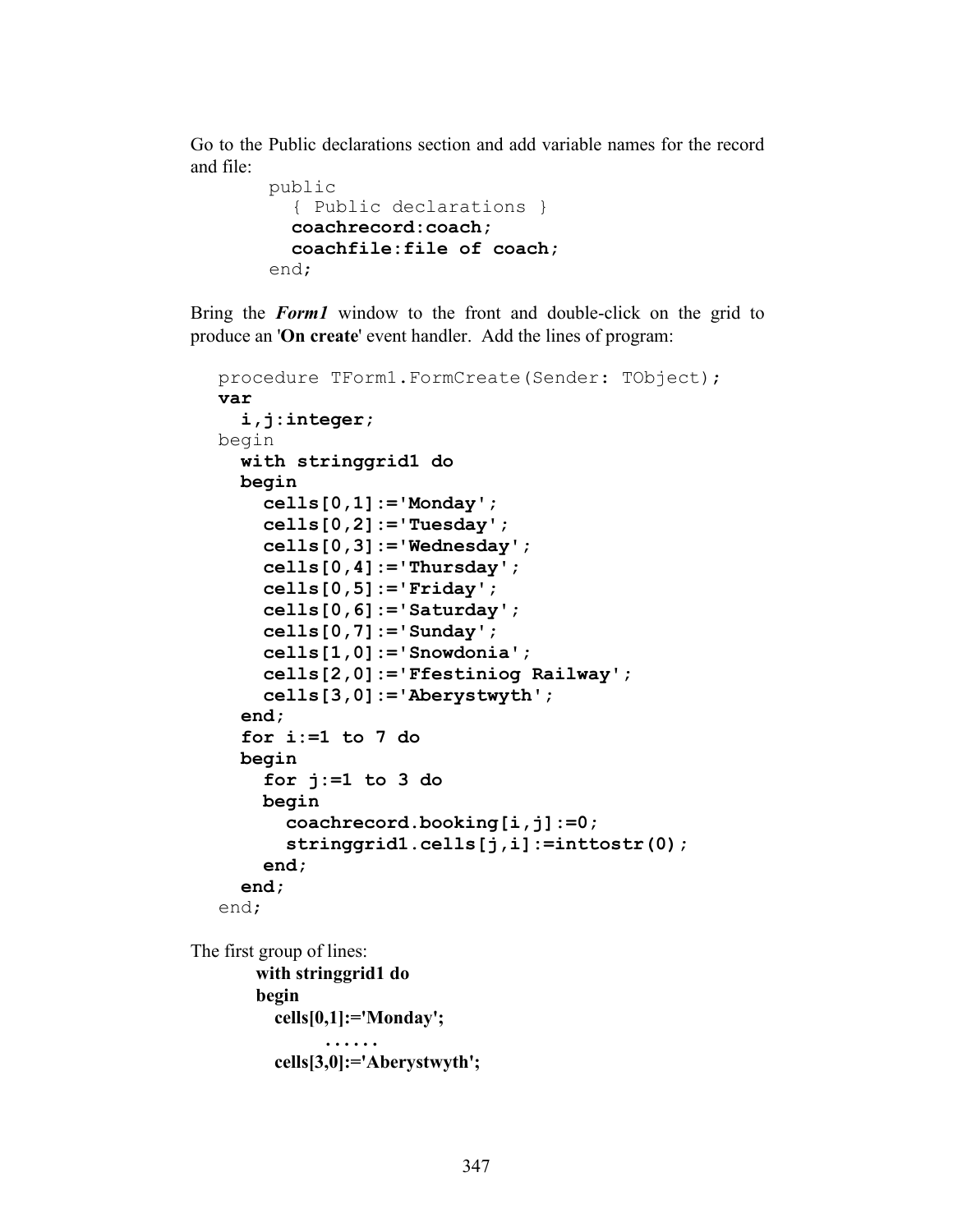Go to the Public declarations section and add variable names for the record and file:

```
public
  { Public declarations }
  coachrecord:coach;
  coachfile:file of coach;
end;
```

Bring the ***Form1*** window to the front and double-click on the grid to produce an '**On create**' event handler. Add the lines of program:

```
procedure TForm1.FormCreate(Sender: TObject);
var
  i,j:integer;
begin
  with stringgrid1 do
  begin
    cells[0,1]:='Monday';
    cells[0,2]:='Tuesday';
    cells[0,3]:='Wednesday';
    cells[0,4]:='Thursday';
    cells[0,5]:='Friday';
    cells[0,6]:='Saturday';
    cells[0,7]:='Sunday';
    cells[1,0]:='Snowdonia';
    cells[2,0]:='Ffestiniog Railway';
    cells[3,0]:='Aberystwyth';
  end;
  for i:=1 to 7 do
  begin
    for j:=1 to 3 do
    begin
      coachrecord.booking[i,j]:=0;
      stringgrid1.cells[j,i]:=inttostr(0);
    end;
  end;
end;
```

The first group of lines:

```
with stringgrid1 do
begin
  cells[0,1]:='Monday';
        ......
  cells[3,0]:='Aberystwyth';
```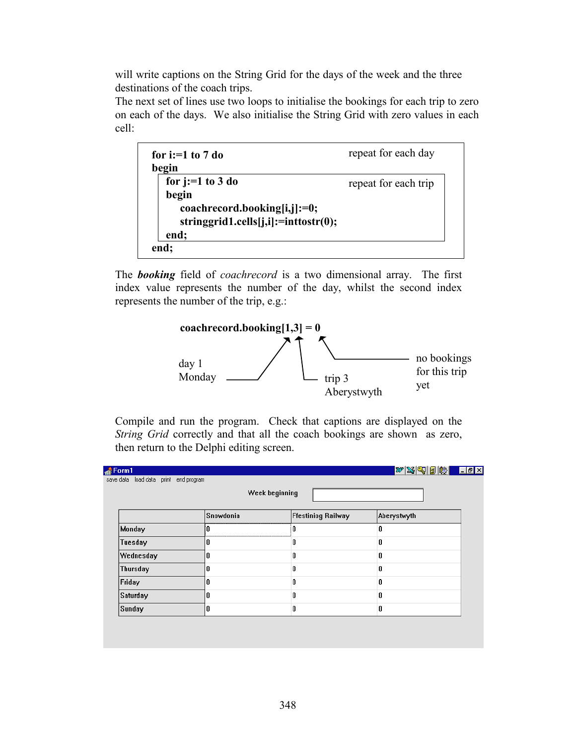will write captions on the String Grid for the days of the week and the three destinations of the coach trips.

The next set of lines use two loops to initialise the bookings for each trip to zero on each of the days. We also initialise the String Grid with zero values in each cell:

```
for i:=1 to 7 do                                   repeat for each day
begin
   for j:=1 to 3 do                                repeat for each trip
   begin
      coachrecord.booking[i,j]:=0;
      stringgrid1.cells[j,i]:=inttostr(0);
   end;
end;
```

The ***booking*** field of *coachrecord* is a two dimensional array. The first index value represents the number of the day, whilst the second index represents the number of the trip, e.g.:

**coachrecord.booking[1,3] = 0**

- day 1 Monday
- trip 3 Aberystwyth
- no bookings for this trip yet

Compile and run the program. Check that captions are displayed on the *String Grid* correctly and that all the coach bookings are shown as zero, then return to the Delphi editing screen.

Form1

save data   load data   print   end program

Week beginning

| | Snowdonia | Ffestiniog Railway | Aberystwyth |
|---|---|---|---|
| Monday | 0 | 0 | 0 |
| Tuesday | 0 | 0 | 0 |
| Wednesday | 0 | 0 | 0 |
| Thursday | 0 | 0 | 0 |
| Friday | 0 | 0 | 0 |
| Saturday | 0 | 0 | 0 |
| Sunday | 0 | 0 | 0 |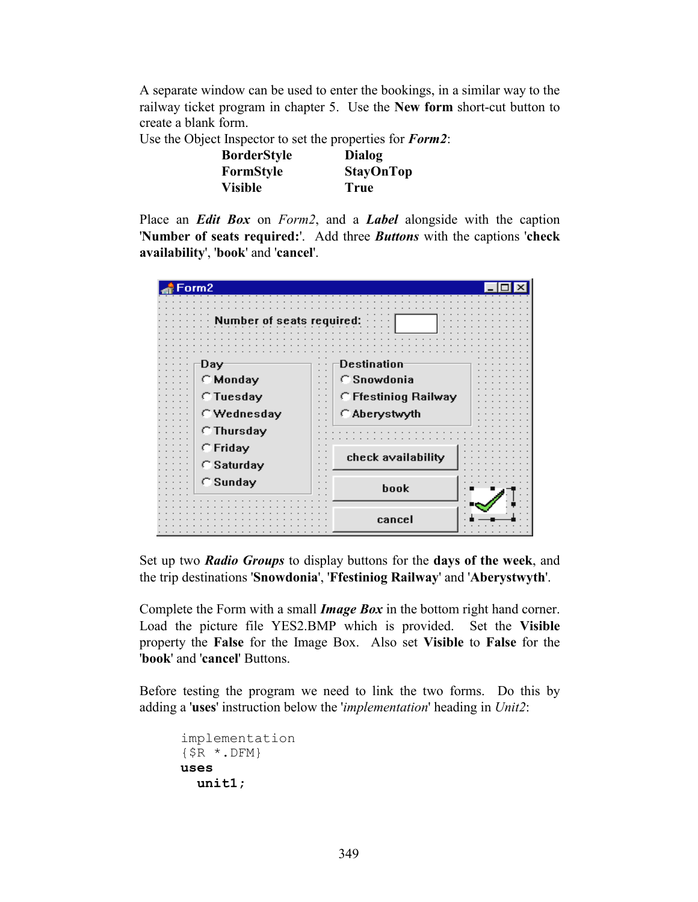A separate window can be used to enter the bookings, in a similar way to the railway ticket program in chapter 5. Use the **New form** short-cut button to create a blank form.

Use the Object Inspector to set the properties for ***Form2***:

| | |
|---|---|
| **BorderStyle** | **Dialog** |
| **FormStyle** | **StayOnTop** |
| **Visible** | **True** |

Place an ***Edit Box*** on *Form2*, and a ***Label*** alongside with the caption '**Number of seats required:**'. Add three ***Buttons*** with the captions '**check availability**', '**book**' and '**cancel**'.

Set up two ***Radio Groups*** to display buttons for the **days of the week**, and the trip destinations '**Snowdonia**', '**Ffestiniog Railway**' and '**Aberystwyth**'.

Complete the Form with a small ***Image Box*** in the bottom right hand corner. Load the picture file YES2.BMP which is provided. Set the **Visible** property the **False** for the Image Box. Also set **Visible** to **False** for the '**book**' and '**cancel**' Buttons.

Before testing the program we need to link the two forms. Do this by adding a '**uses**' instruction below the '*implementation*' heading in *Unit2*:

```
implementation
{$R *.DFM}
uses
  unit1;
```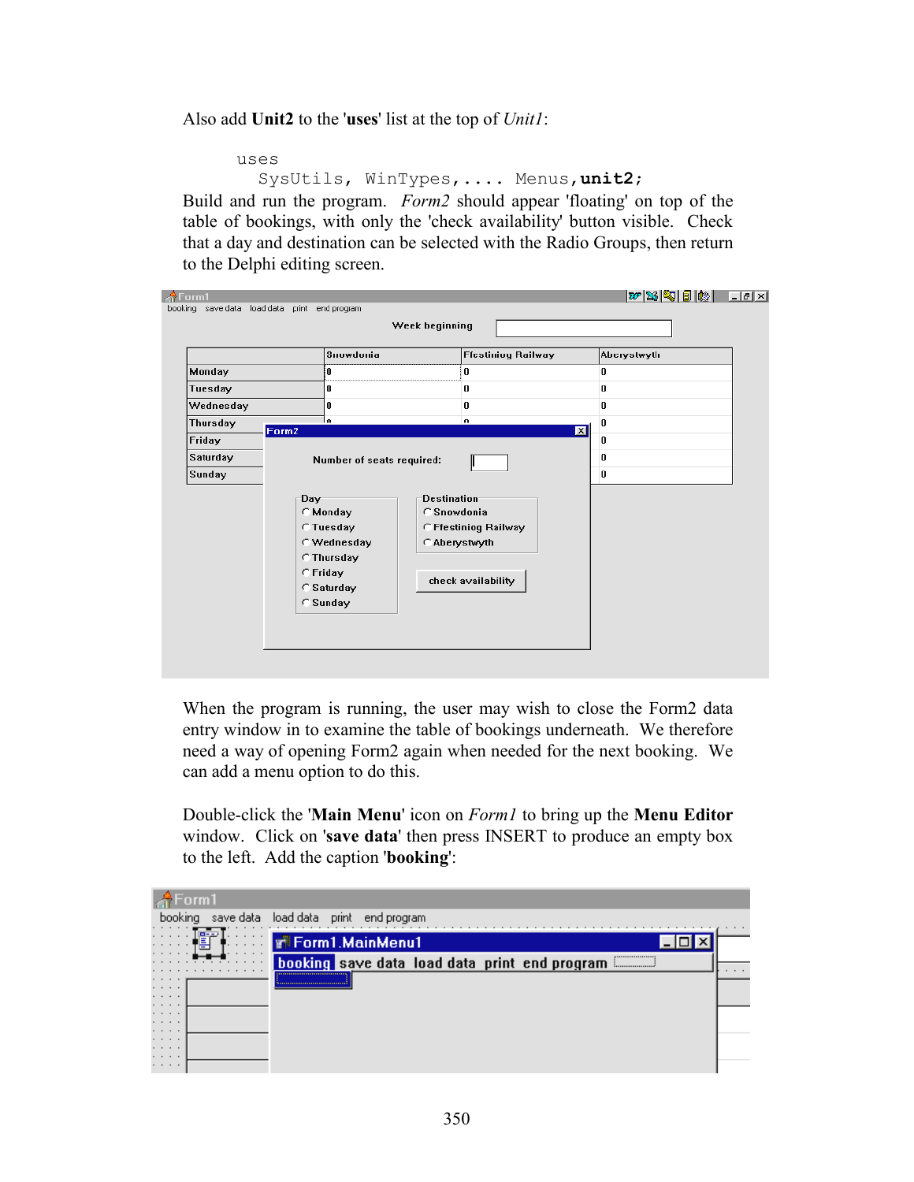Also add **Unit2** to the '**uses**' list at the top of *Unit1*:

```
uses
  SysUtils, WinTypes,.... Menus,unit2;
```

Build and run the program. *Form2* should appear 'floating' on top of the table of bookings, with only the 'check availability' button visible. Check that a day and destination can be selected with the Radio Groups, then return to the Delphi editing screen.

When the program is running, the user may wish to close the Form2 data entry window in to examine the table of bookings underneath. We therefore need a way of opening Form2 again when needed for the next booking. We can add a menu option to do this.

Double-click the '**Main Menu**' icon on *Form1* to bring up the **Menu Editor** window. Click on '**save data**' then press INSERT to produce an empty box to the left. Add the caption '**booking**':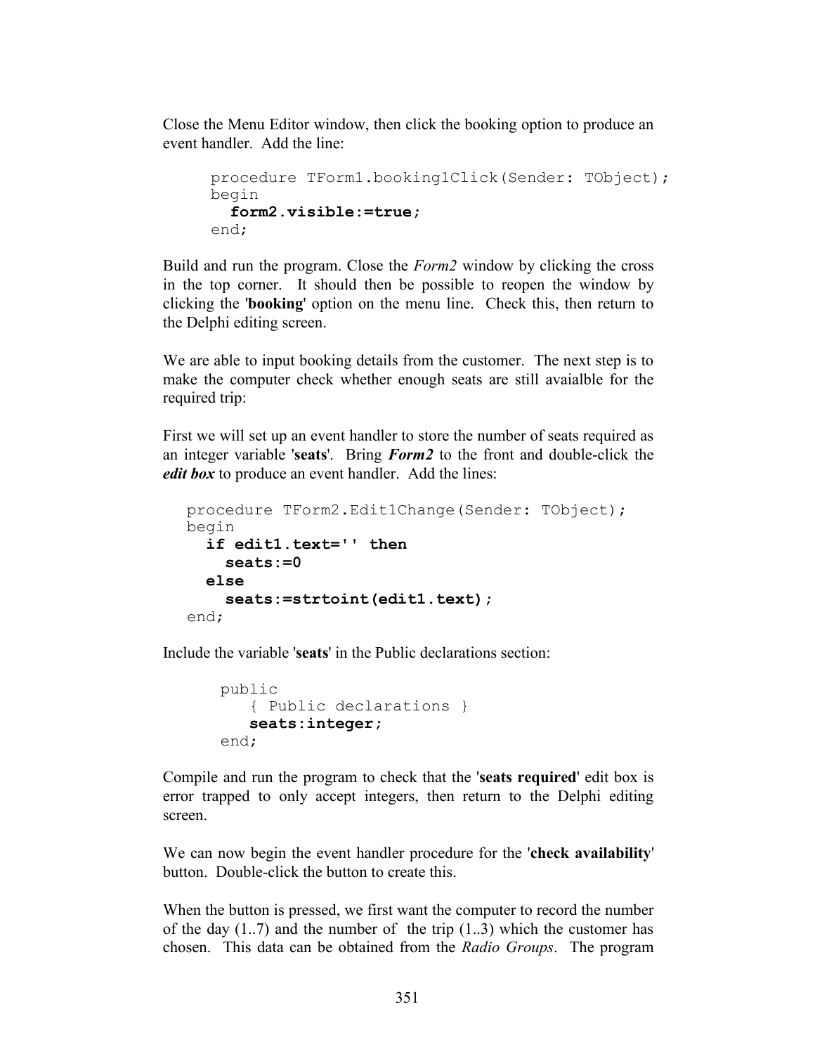Close the Menu Editor window, then click the booking option to produce an event handler. Add the line:

```
procedure TForm1.booking1Click(Sender: TObject);
begin
  form2.visible:=true;
end;
```

Build and run the program. Close the *Form2* window by clicking the cross in the top corner. It should then be possible to reopen the window by clicking the '**booking**' option on the menu line. Check this, then return to the Delphi editing screen.

We are able to input booking details from the customer. The next step is to make the computer check whether enough seats are still avaialble for the required trip:

First we will set up an event handler to store the number of seats required as an integer variable '**seats**'. Bring ***Form2*** to the front and double-click the ***edit box*** to produce an event handler. Add the lines:

```
procedure TForm2.Edit1Change(Sender: TObject);
begin
  if edit1.text='' then
    seats:=0
  else
    seats:=strtoint(edit1.text);
end;
```

Include the variable '**seats**' in the Public declarations section:

```
public
   { Public declarations }
   seats:integer;
end;
```

Compile and run the program to check that the '**seats required**' edit box is error trapped to only accept integers, then return to the Delphi editing screen.

We can now begin the event handler procedure for the '**check availability**' button. Double-click the button to create this.

When the button is pressed, we first want the computer to record the number of the day (1..7) and the number of the trip (1..3) which the customer has chosen. This data can be obtained from the *Radio Groups*. The program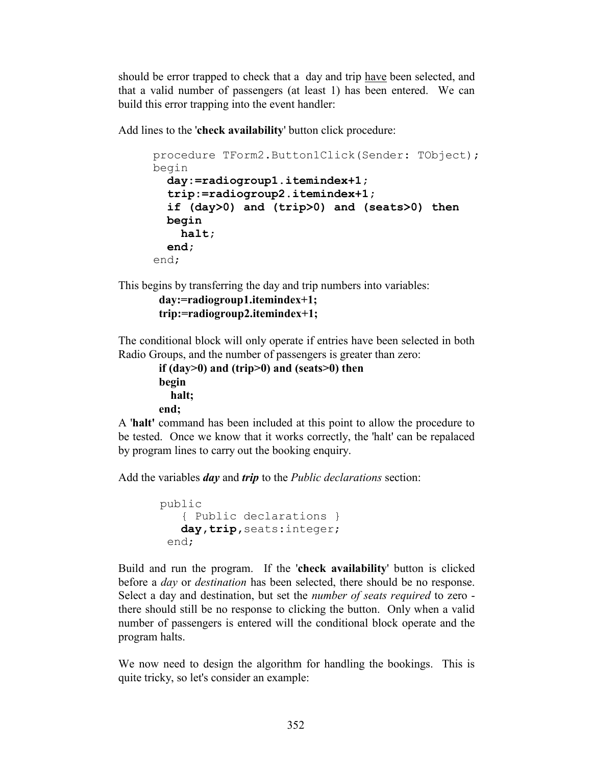should be error trapped to check that a day and trip <u>have</u> been selected, and that a valid number of passengers (at least 1) has been entered. We can build this error trapping into the event handler:

Add lines to the '**check availability**' button click procedure:

```
procedure TForm2.Button1Click(Sender: TObject);
begin
  day:=radiogroup1.itemindex+1;
  trip:=radiogroup2.itemindex+1;
  if (day>0) and (trip>0) and (seats>0) then
  begin
    halt;
  end;
end;
```

This begins by transferring the day and trip numbers into variables:

**day:=radiogroup1.itemindex+1;**
**trip:=radiogroup2.itemindex+1;**

The conditional block will only operate if entries have been selected in both Radio Groups, and the number of passengers is greater than zero:

```
if (day>0) and (trip>0) and (seats>0) then
begin
  halt;
end;
```

A '**halt'** command has been included at this point to allow the procedure to be tested. Once we know that it works correctly, the 'halt' can be repalaced by program lines to carry out the booking enquiry.

Add the variables ***day*** and ***trip*** to the *Public declarations* section:

```
public
   { Public declarations }
   day,trip,seats:integer;
 end;
```

Build and run the program. If the '**check availability**' button is clicked before a *day* or *destination* has been selected, there should be no response. Select a day and destination, but set the *number of seats required* to zero - there should still be no response to clicking the button. Only when a valid number of passengers is entered will the conditional block operate and the program halts.

We now need to design the algorithm for handling the bookings. This is quite tricky, so let's consider an example: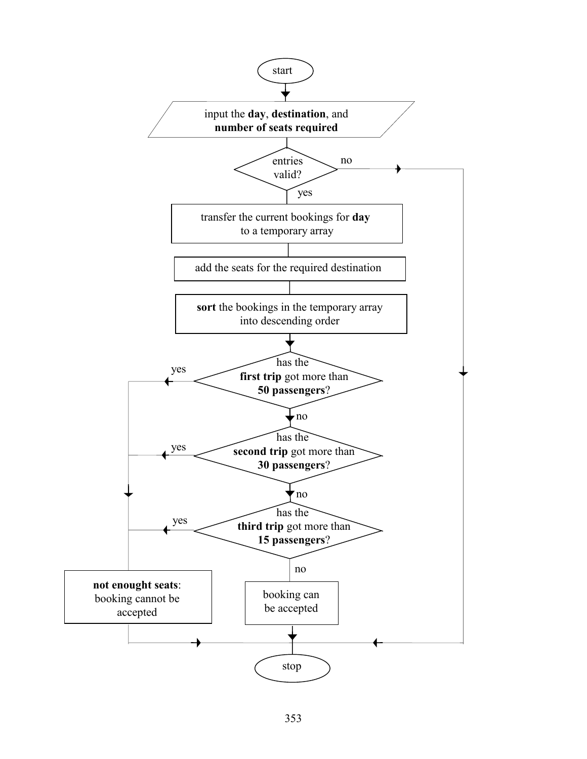start

input the **day**, **destination**, and **number of seats required**

entries valid? — no → stop

yes

transfer the current bookings for **day** to a temporary array

add the seats for the required destination

**sort** the bookings in the temporary array into descending order

has the **first trip** got more than **50 passengers**? — yes → not enought seats

no

has the **second trip** got more than **30 passengers**? — yes → not enought seats

no

has the **third trip** got more than **15 passengers**? — yes → not enought seats

no

booking can be accepted

**not enought seats**: booking cannot be accepted

stop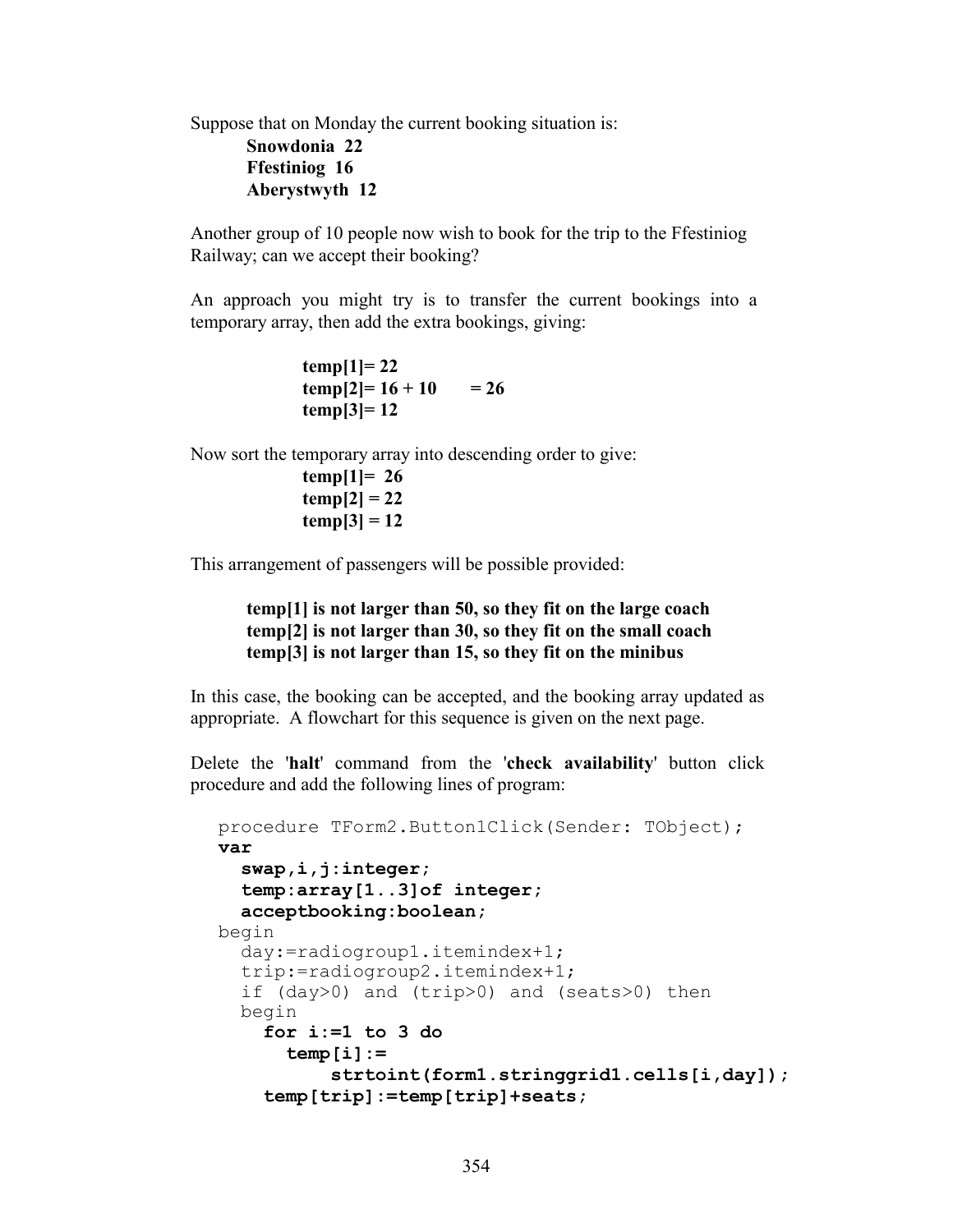Suppose that on Monday the current booking situation is:

**Snowdonia 22**
**Ffestiniog 16**
**Aberystwyth 12**

Another group of 10 people now wish to book for the trip to the Ffestiniog Railway; can we accept their booking?

An approach you might try is to transfer the current bookings into a temporary array, then add the extra bookings, giving:

**temp[1]= 22**
**temp[2]= 16 + 10 = 26**
**temp[3]= 12**

Now sort the temporary array into descending order to give:

**temp[1]= 26**
**temp[2] = 22**
**temp[3] = 12**

This arrangement of passengers will be possible provided:

**temp[1] is not larger than 50, so they fit on the large coach**
**temp[2] is not larger than 30, so they fit on the small coach**
**temp[3] is not larger than 15, so they fit on the minibus**

In this case, the booking can be accepted, and the booking array updated as appropriate. A flowchart for this sequence is given on the next page.

Delete the '**halt**' command from the '**check availability**' button click procedure and add the following lines of program:

```
procedure TForm2.Button1Click(Sender: TObject);
var
  swap,i,j:integer;
  temp:array[1..3]of integer;
  acceptbooking:boolean;
begin
  day:=radiogroup1.itemindex+1;
  trip:=radiogroup2.itemindex+1;
  if (day>0) and (trip>0) and (seats>0) then
  begin
    for i:=1 to 3 do
      temp[i]:=
          strtoint(form1.stringgrid1.cells[i,day]);
    temp[trip]:=temp[trip]+seats;
```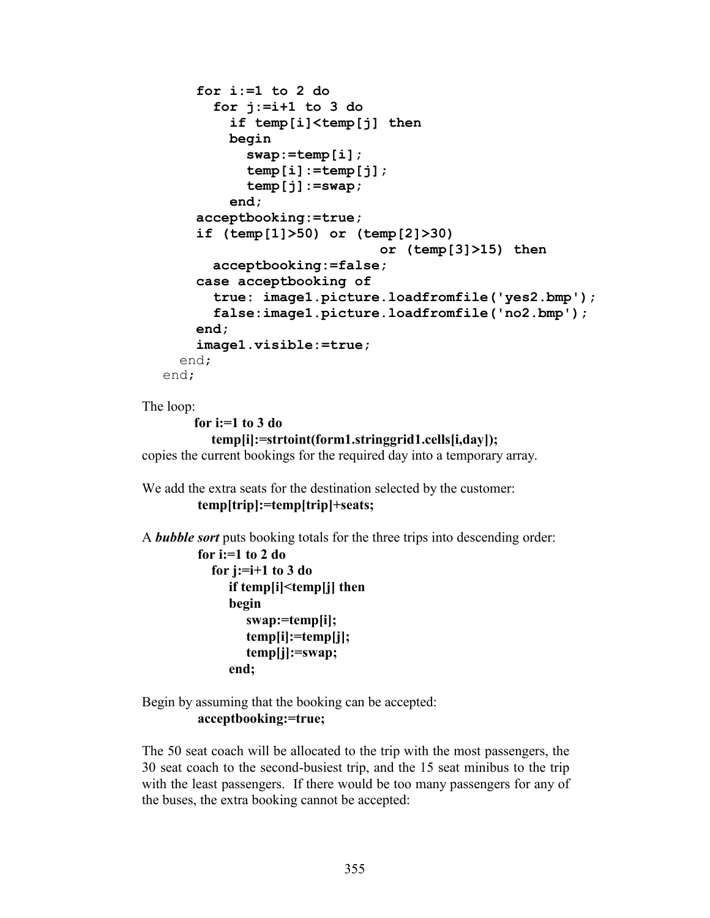```
      for i:=1 to 2 do
        for j:=i+1 to 3 do
          if temp[i]<temp[j] then
          begin
            swap:=temp[i];
            temp[i]:=temp[j];
            temp[j]:=swap;
          end;
      acceptbooking:=true;
      if (temp[1]>50) or (temp[2]>30)
                          or (temp[3]>15) then
        acceptbooking:=false;
      case acceptbooking of
        true: image1.picture.loadfromfile('yes2.bmp');
        false:image1.picture.loadfromfile('no2.bmp');
      end;
      image1.visible:=true;
    end;
  end;
```

The loop:

```
for i:=1 to 3 do
   temp[i]:=strtoint(form1.stringgrid1.cells[i,day]);
```

copies the current bookings for the required day into a temporary array.

We add the extra seats for the destination selected by the customer:

```
temp[trip]:=temp[trip]+seats;
```

A ***bubble sort*** puts booking totals for the three trips into descending order:

```
for i:=1 to 2 do
   for j:=i+1 to 3 do
      if temp[i]<temp[j] then
      begin
         swap:=temp[i];
         temp[i]:=temp[j];
         temp[j]:=swap;
      end;
```

Begin by assuming that the booking can be accepted:

```
acceptbooking:=true;
```

The 50 seat coach will be allocated to the trip with the most passengers, the 30 seat coach to the second-busiest trip, and the 15 seat minibus to the trip with the least passengers. If there would be too many passengers for any of the buses, the extra booking cannot be accepted: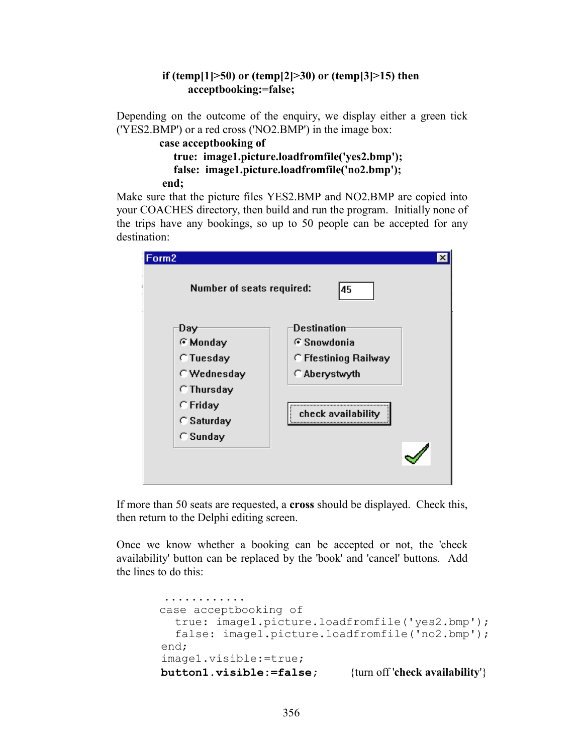```
if (temp[1]>50) or (temp[2]>30) or (temp[3]>15) then
      acceptbooking:=false;
```

Depending on the outcome of the enquiry, we display either a green tick ('YES2.BMP') or a red cross ('NO2.BMP') in the image box:

```
case acceptbooking of
   true:  image1.picture.loadfromfile('yes2.bmp');
   false:  image1.picture.loadfromfile('no2.bmp');
end;
```

Make sure that the picture files YES2.BMP and NO2.BMP are copied into your COACHES directory, then build and run the program. Initially none of the trips have any bookings, so up to 50 people can be accepted for any destination:

If more than 50 seats are requested, a **cross** should be displayed. Check this, then return to the Delphi editing screen.

Once we know whether a booking can be accepted or not, the 'check availability' button can be replaced by the 'book' and 'cancel' buttons. Add the lines to do this:

```
 ............
case acceptbooking of
  true: image1.picture.loadfromfile('yes2.bmp');
  false: image1.picture.loadfromfile('no2.bmp');
end;
image1.visible:=true;
button1.visible:=false;        {turn off 'check availability'}
```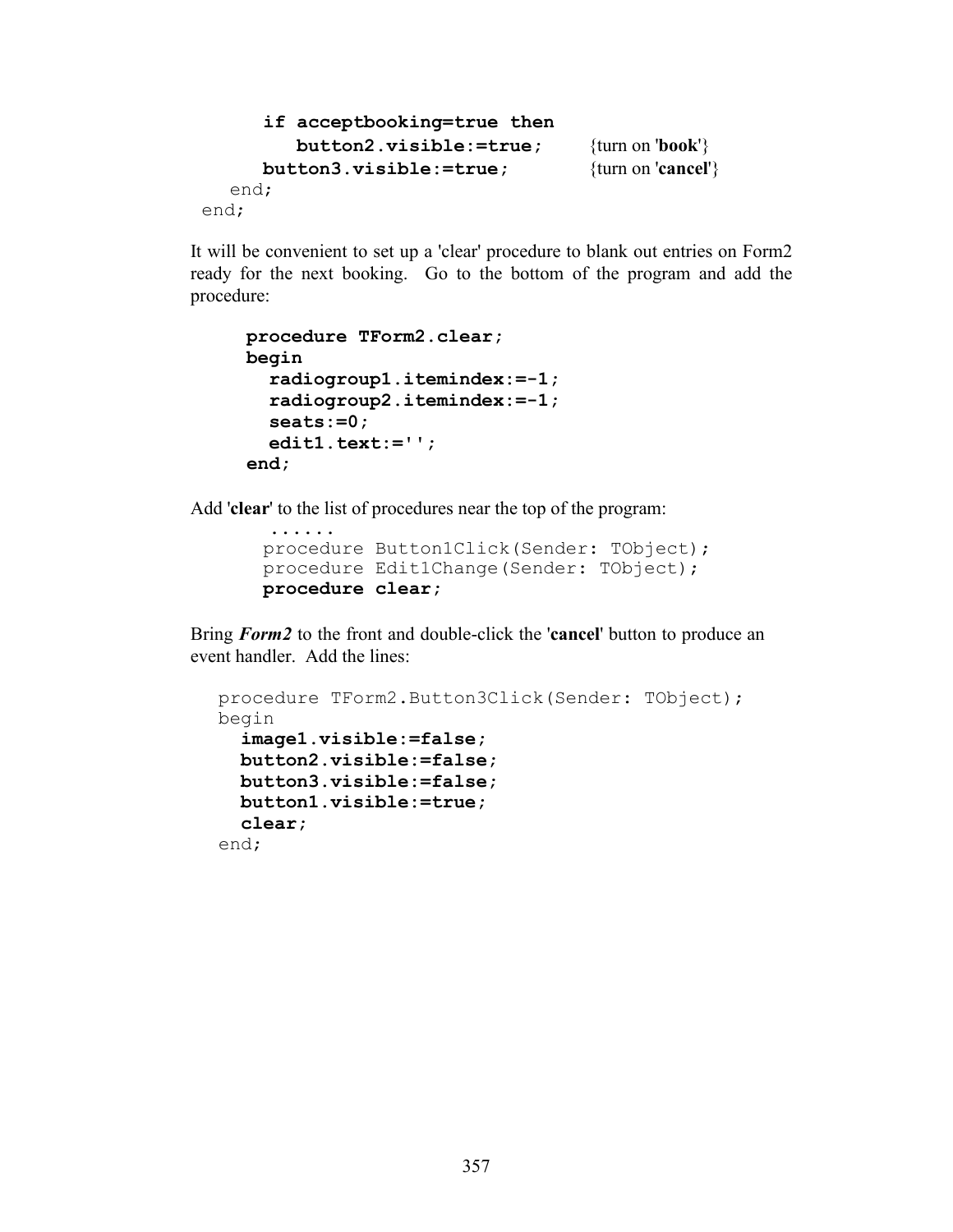```
      if acceptbooking=true then
         button2.visible:=true;       {turn on 'book'}
      button3.visible:=true;          {turn on 'cancel'}
   end;
end;
```

It will be convenient to set up a 'clear' procedure to blank out entries on Form2 ready for the next booking. Go to the bottom of the program and add the procedure:

```
procedure TForm2.clear;
begin
  radiogroup1.itemindex:=-1;
  radiogroup2.itemindex:=-1;
  seats:=0;
  edit1.text:='';
end;
```

Add '**clear**' to the list of procedures near the top of the program:

```
 ......
procedure Button1Click(Sender: TObject);
procedure Edit1Change(Sender: TObject);
procedure clear;
```

Bring ***Form2*** to the front and double-click the '**cancel**' button to produce an event handler. Add the lines:

```
procedure TForm2.Button3Click(Sender: TObject);
begin
  image1.visible:=false;
  button2.visible:=false;
  button3.visible:=false;
  button1.visible:=true;
  clear;
end;
```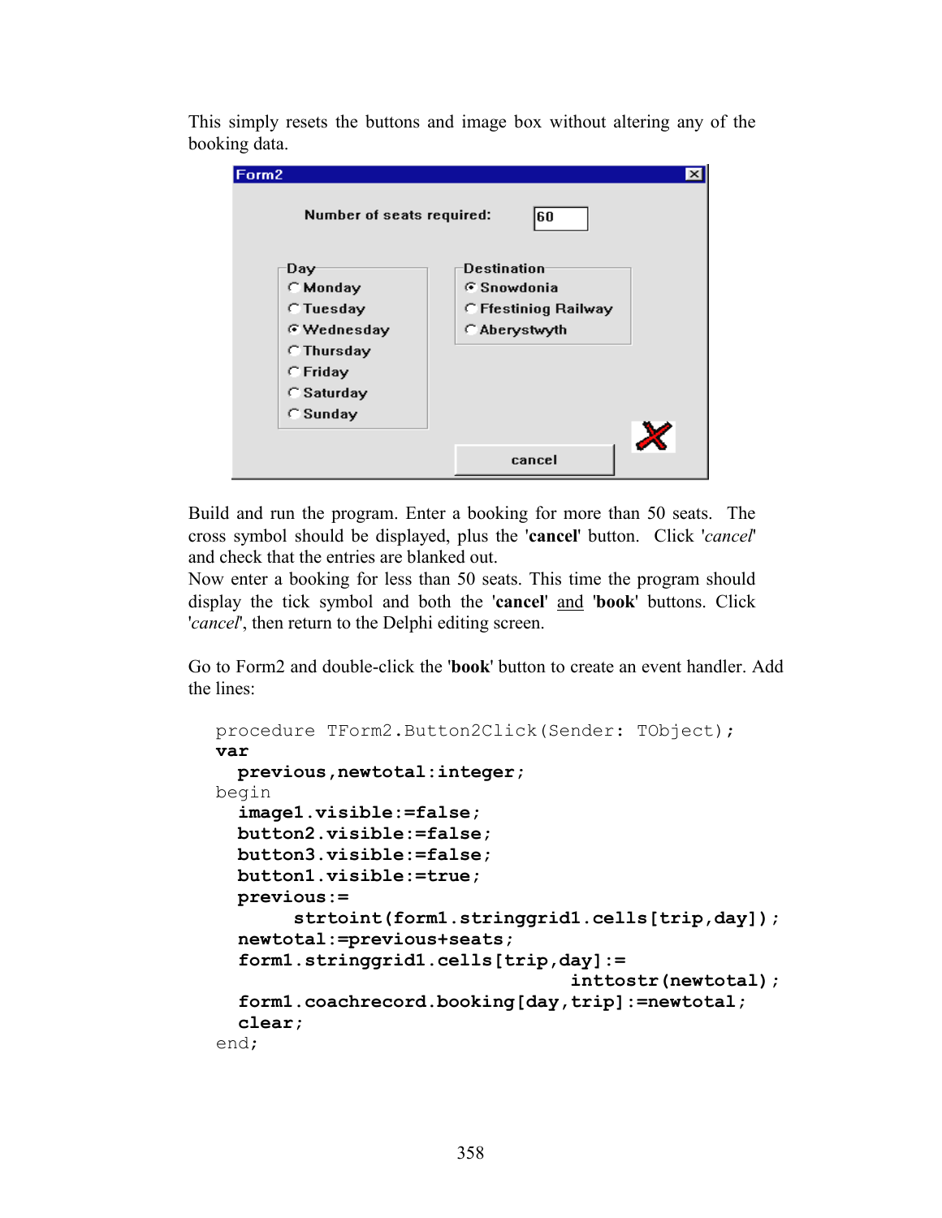This simply resets the buttons and image box without altering any of the booking data.

Build and run the program. Enter a booking for more than 50 seats. The cross symbol should be displayed, plus the '**cancel**' button. Click '*cancel*' and check that the entries are blanked out.
Now enter a booking for less than 50 seats. This time the program should display the tick symbol and both the '**cancel**' and '**book**' buttons. Click '*cancel*', then return to the Delphi editing screen.

Go to Form2 and double-click the '**book**' button to create an event handler. Add the lines:

```
procedure TForm2.Button2Click(Sender: TObject);
var
  previous,newtotal:integer;
begin
  image1.visible:=false;
  button2.visible:=false;
  button3.visible:=false;
  button1.visible:=true;
  previous:=
       strtoint(form1.stringgrid1.cells[trip,day]);
  newtotal:=previous+seats;
  form1.stringgrid1.cells[trip,day]:=
                              inttostr(newtotal);
  form1.coachrecord.booking[day,trip]:=newtotal;
  clear;
end;
```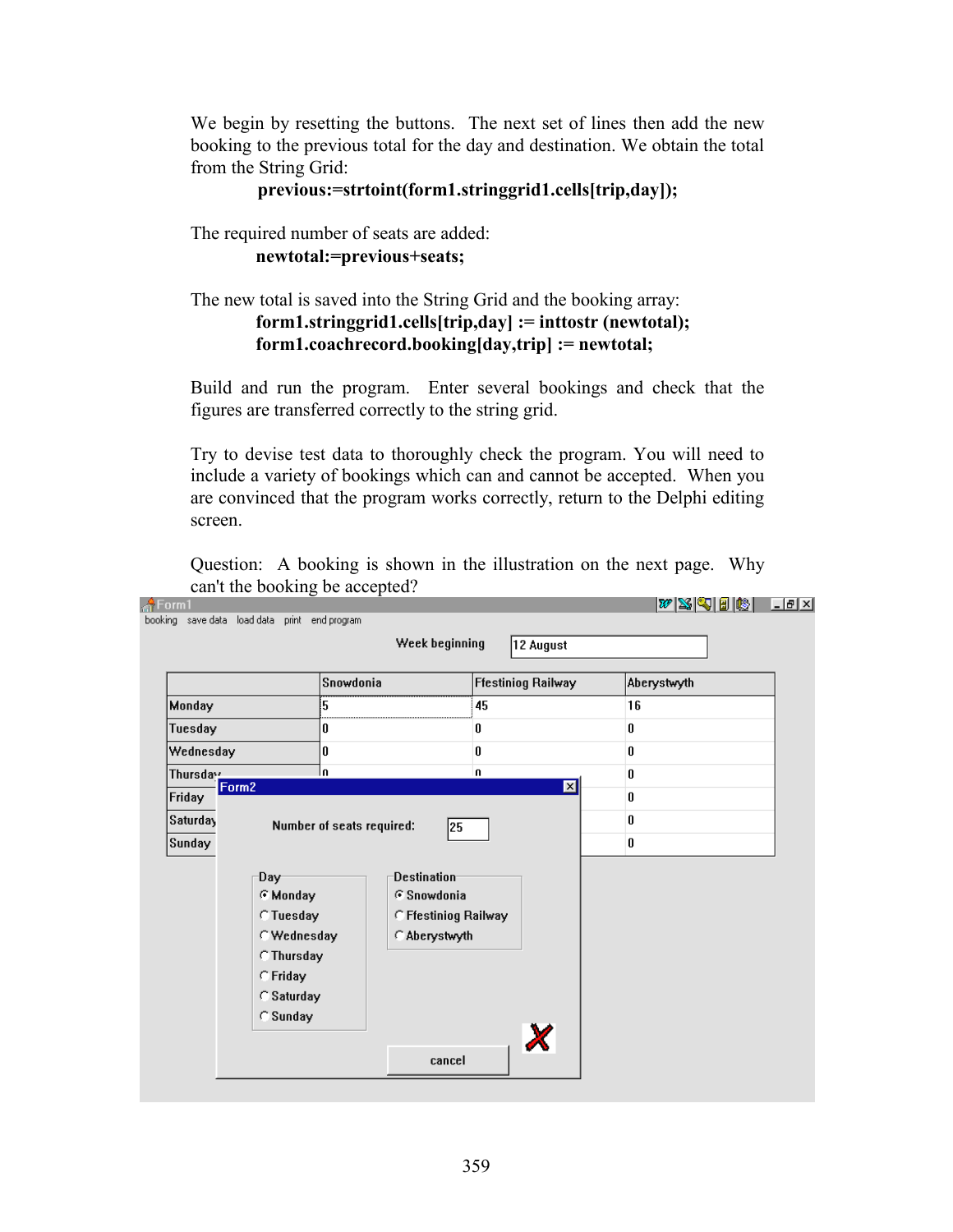We begin by resetting the buttons. The next set of lines then add the new booking to the previous total for the day and destination. We obtain the total from the String Grid:

```
previous:=strtoint(form1.stringgrid1.cells[trip,day]);
```

The required number of seats are added:

```
newtotal:=previous+seats;
```

The new total is saved into the String Grid and the booking array:

```
form1.stringgrid1.cells[trip,day] := inttostr (newtotal);
form1.coachrecord.booking[day,trip] := newtotal;
```

Build and run the program. Enter several bookings and check that the figures are transferred correctly to the string grid.

Try to devise test data to thoroughly check the program. You will need to include a variety of bookings which can and cannot be accepted. When you are convinced that the program works correctly, return to the Delphi editing screen.

Question: A booking is shown in the illustration on the next page. Why can't the booking be accepted?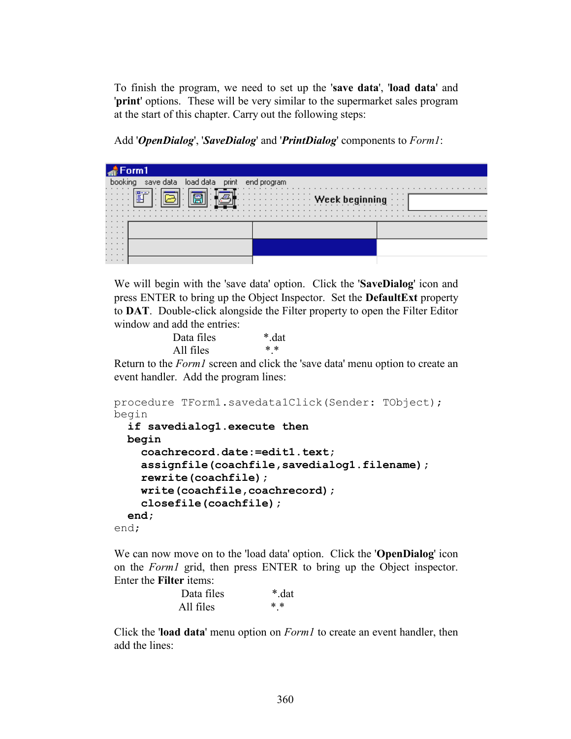To finish the program, we need to set up the '**save data**', '**load data**' and '**print**' options. These will be very similar to the supermarket sales program at the start of this chapter. Carry out the following steps:

Add '***OpenDialog***', '***SaveDialog***' and '***PrintDialog***' components to *Form1*:

We will begin with the 'save data' option. Click the '**SaveDialog**' icon and press ENTER to bring up the Object Inspector. Set the **DefaultExt** property to **DAT**. Double-click alongside the Filter property to open the Filter Editor window and add the entries:

| | |
|---|---|
| Data files | *.dat |
| All files | *.* |

Return to the *Form1* screen and click the 'save data' menu option to create an event handler. Add the program lines:

```
procedure TForm1.savedata1Click(Sender: TObject);
begin
  if savedialog1.execute then
  begin
    coachrecord.date:=edit1.text;
    assignfile(coachfile,savedialog1.filename);
    rewrite(coachfile);
    write(coachfile,coachrecord);
    closefile(coachfile);
  end;
end;
```

We can now move on to the 'load data' option. Click the '**OpenDialog**' icon on the *Form1* grid, then press ENTER to bring up the Object inspector. Enter the **Filter** items:

| | |
|---|---|
| Data files | *.dat |
| All files | *.* |

Click the '**load data**' menu option on *Form1* to create an event handler, then add the lines: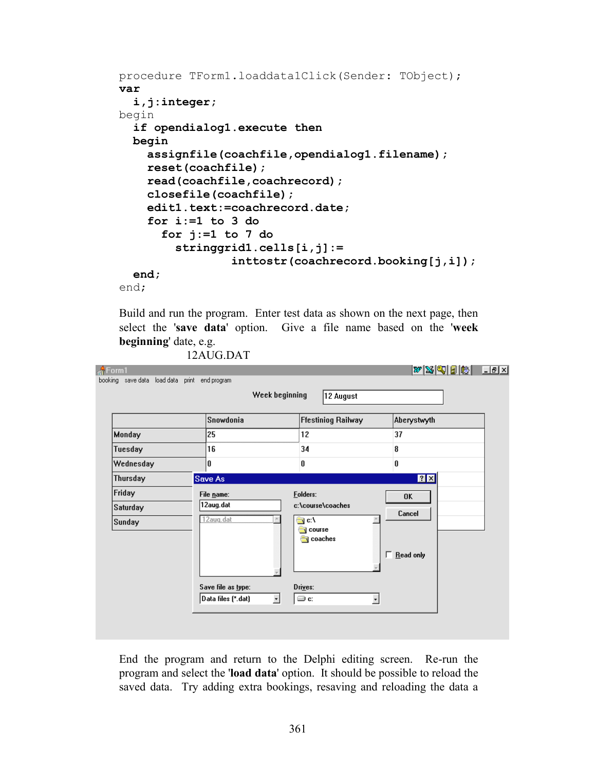```
procedure TForm1.loaddata1Click(Sender: TObject);
var
  i,j:integer;
begin
  if opendialog1.execute then
  begin
    assignfile(coachfile,opendialog1.filename);
    reset(coachfile);
    read(coachfile,coachrecord);
    closefile(coachfile);
    edit1.text:=coachrecord.date;
    for i:=1 to 3 do
      for j:=1 to 7 do
        stringgrid1.cells[i,j]:=
                inttostr(coachrecord.booking[j,i]);
  end;
end;
```

Build and run the program. Enter test data as shown on the next page, then select the '**save data**' option. Give a file name based on the '**week beginning**' date, e.g.

12AUG.DAT

End the program and return to the Delphi editing screen. Re-run the program and select the '**load data**' option. It should be possible to reload the saved data. Try adding extra bookings, resaving and reloading the data a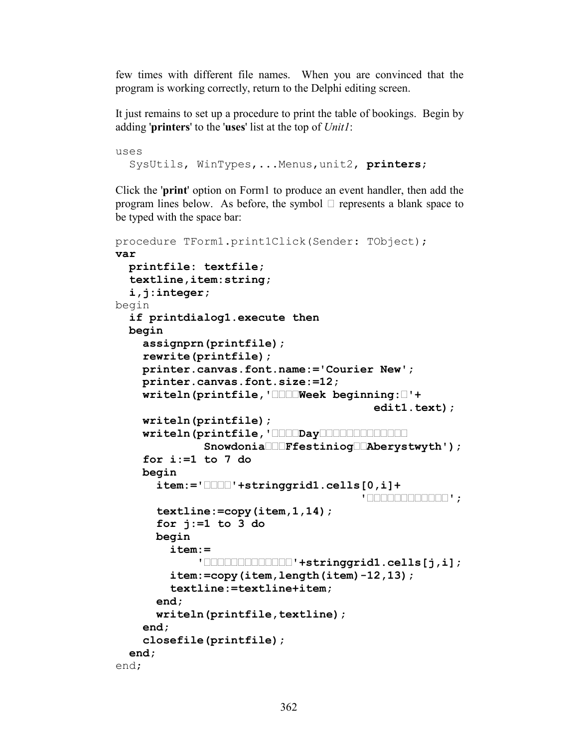few times with different file names. When you are convinced that the program is working correctly, return to the Delphi editing screen.

It just remains to set up a procedure to print the table of bookings. Begin by adding '**printers**' to the '**uses**' list at the top of *Unit1*:

```
uses
  SysUtils, WinTypes,...Menus,unit2, printers;
```

Click the '**print**' option on Form1 to produce an event handler, then add the program lines below. As before, the symbol □ represents a blank space to be typed with the space bar:

```
procedure TForm1.print1Click(Sender: TObject);
var
  printfile: textfile;
  textline,item:string;
  i,j:integer;
begin
  if printdialog1.execute then
  begin
    assignprn(printfile);
    rewrite(printfile);
    printer.canvas.font.name:='Courier New';
    printer.canvas.font.size:=12;
    writeln(printfile,'□□□□Week beginning:□'+
                                 edit1.text);
    writeln(printfile);
    writeln(printfile,'□□□□Day□□□□□□□□□□□□
             Snowdonia□□□Ffestiniog□□Aberystwyth');
    for i:=1 to 7 do
    begin
      item:='□□□□'+stringgrid1.cells[0,i]+
                                 '□□□□□□□□□□□□';
      textline:=copy(item,1,14);
      for j:=1 to 3 do
      begin
        item:=
            '□□□□□□□□□□□□□'+stringgrid1.cells[j,i];
        item:=copy(item,length(item)-12,13);
        textline:=textline+item;
      end;
      writeln(printfile,textline);
    end;
    closefile(printfile);
  end;
end;
```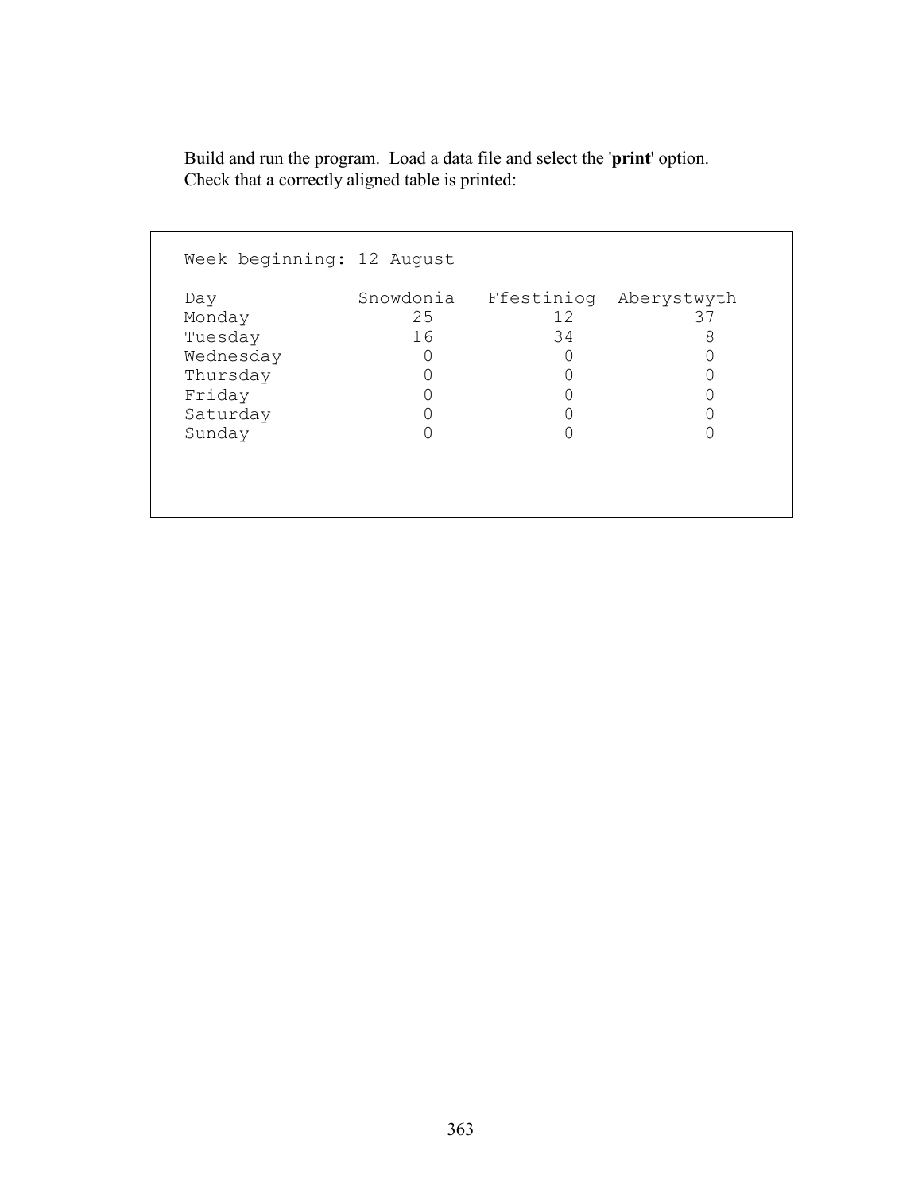Build and run the program. Load a data file and select the '**print**' option. Check that a correctly aligned table is printed:

```
Week beginning: 12 August

Day             Snowdonia   Ffestiniog  Aberystwyth
Monday             25          12           37
Tuesday            16          34            8
Wednesday           0           0            0
Thursday            0           0            0
Friday              0           0            0
Saturday            0           0            0
Sunday              0           0            0
```